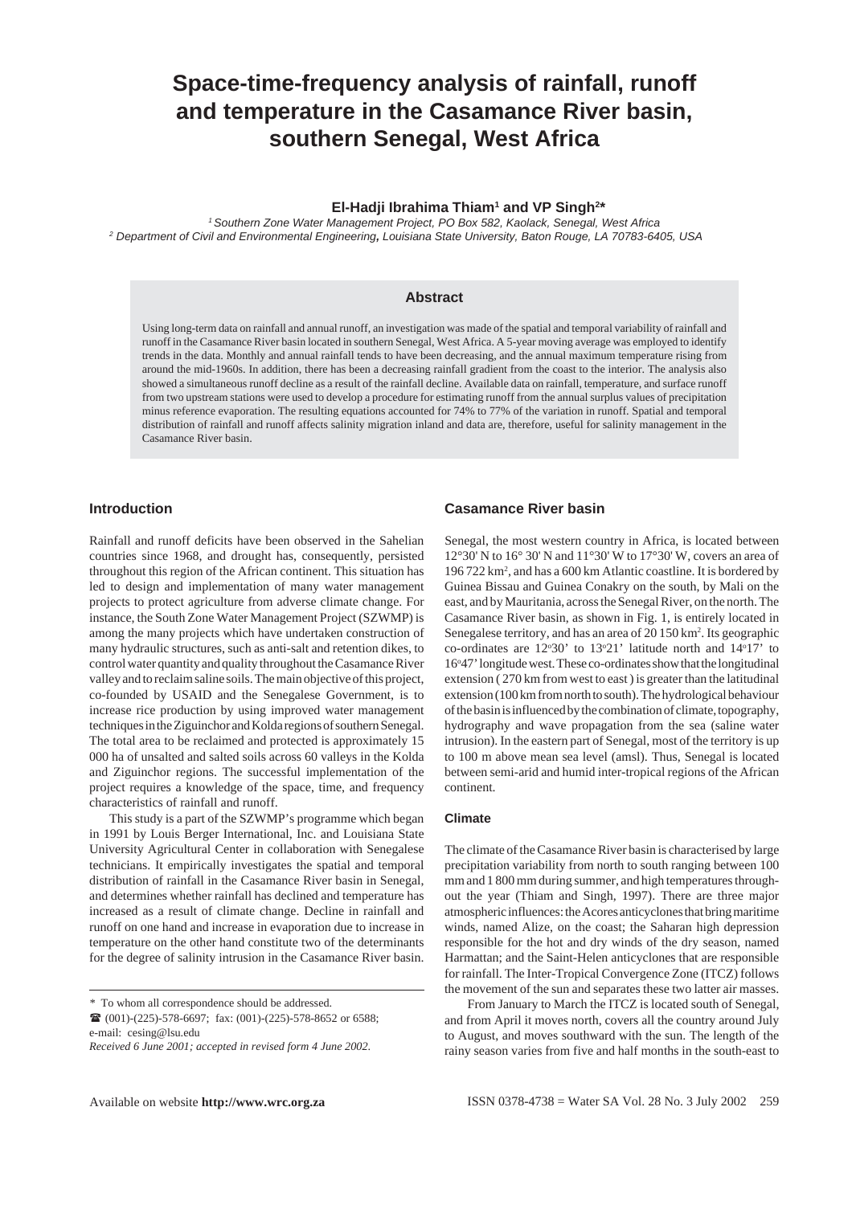# Space-time-frequency analysis of rainfall, runoff and temperature in the Casamance River basin, southern Senegal, West Africa

**El-Hadji Ibrahima Thiam[1] and VP Singh[2]***

[1] *Southern Zone Water Management Project, PO Box 582, Kaolack, Senegal, West Africa*

[2] *Department of Civil and Environmental Engineering, Louisiana State University, Baton Rouge, LA 70783-6405, USA*

## Abstract

Using long-term data on rainfall and annual runoff, an investigation was made of the spatial and temporal variability of rainfall and runoff in the Casamance River basin located in southern Senegal, West Africa. A 5-year moving average was employed to identify trends in the data. Monthly and annual rainfall tends to have been decreasing, and the annual maximum temperature rising from around the mid-1960s. In addition, there has been a decreasing rainfall gradient from the coast to the interior. The analysis also showed a simultaneous runoff decline as a result of the rainfall decline. Available data on rainfall, temperature, and surface runoff from two upstream stations were used to develop a procedure for estimating runoff from the annual surplus values of precipitation minus reference evaporation. The resulting equations accounted for 74% to 77% of the variation in runoff. Spatial and temporal distribution of rainfall and runoff affects salinity migration inland and data are, therefore, useful for salinity management in the Casamance River basin.

## Introduction

Rainfall and runoff deficits have been observed in the Sahelian countries since 1968, and drought has, consequently, persisted throughout this region of the African continent. This situation has led to design and implementation of many water management projects to protect agriculture from adverse climate change. For instance, the South Zone Water Management Project (SZWMP) is among the many projects which have undertaken construction of many hydraulic structures, such as anti-salt and retention dikes, to control water quantity and quality throughout the Casamance River valley and to reclaim saline soils. The main objective of this project, co-founded by USAID and the Senegalese Government, is to increase rice production by using improved water management techniques in the Ziguinchor and Kolda regions of southern Senegal. The total area to be reclaimed and protected is approximately 15 000 ha of unsalted and salted soils across 60 valleys in the Kolda and Ziguinchor regions. The successful implementation of the project requires a knowledge of the space, time, and frequency characteristics of rainfall and runoff.

This study is a part of the SZWMP's programme which began in 1991 by Louis Berger International, Inc. and Louisiana State University Agricultural Center in collaboration with Senegalese technicians. It empirically investigates the spatial and temporal distribution of rainfall in the Casamance River basin in Senegal, and determines whether rainfall has declined and temperature has increased as a result of climate change. Decline in rainfall and runoff on one hand and increase in evaporation due to increase in temperature on the other hand constitute two of the determinants for the degree of salinity intrusion in the Casamance River basin.

\* To whom all correspondence should be addressed.
☎ (001)-(225)-578-6697; fax: (001)-(225)-578-8652 or 6588;
e-mail: cesing@lsu.edu

*Received 6 June 2001; accepted in revised form 4 June 2002.*

## Casamance River basin

Senegal, the most western country in Africa, is located between 12°30' N to 16° 30' N and 11°30' W to 17°30' W, covers an area of 196 722 km², and has a 600 km Atlantic coastline. It is bordered by Guinea Bissau and Guinea Conakry on the south, by Mali on the east, and by Mauritania, across the Senegal River, on the north. The Casamance River basin, as shown in Fig. 1, is entirely located in Senegalese territory, and has an area of 20 150 km². Its geographic co-ordinates are 12°30' to 13°21' latitude north and 14°17' to 16°47' longitude west. These co-ordinates show that the longitudinal extension ( 270 km from west to east ) is greater than the latitudinal extension (100 km from north to south). The hydrological behaviour of the basin is influenced by the combination of climate, topography, hydrography and wave propagation from the sea (saline water intrusion). In the eastern part of Senegal, most of the territory is up to 100 m above mean sea level (amsl). Thus, Senegal is located between semi-arid and humid inter-tropical regions of the African continent.

### Climate

The climate of the Casamance River basin is characterised by large precipitation variability from north to south ranging between 100 mm and 1 800 mm during summer, and high temperatures throughout the year (Thiam and Singh, 1997). There are three major atmospheric influences: the Acores anticyclones that bring maritime winds, named Alize, on the coast; the Saharan high depression responsible for the hot and dry winds of the dry season, named Harmattan; and the Saint-Helen anticyclones that are responsible for rainfall. The Inter-Tropical Convergence Zone (ITCZ) follows the movement of the sun and separates these two latter air masses.

From January to March the ITCZ is located south of Senegal, and from April it moves north, covers all the country around July to August, and moves southward with the sun. The length of the rainy season varies from five and half months in the south-east to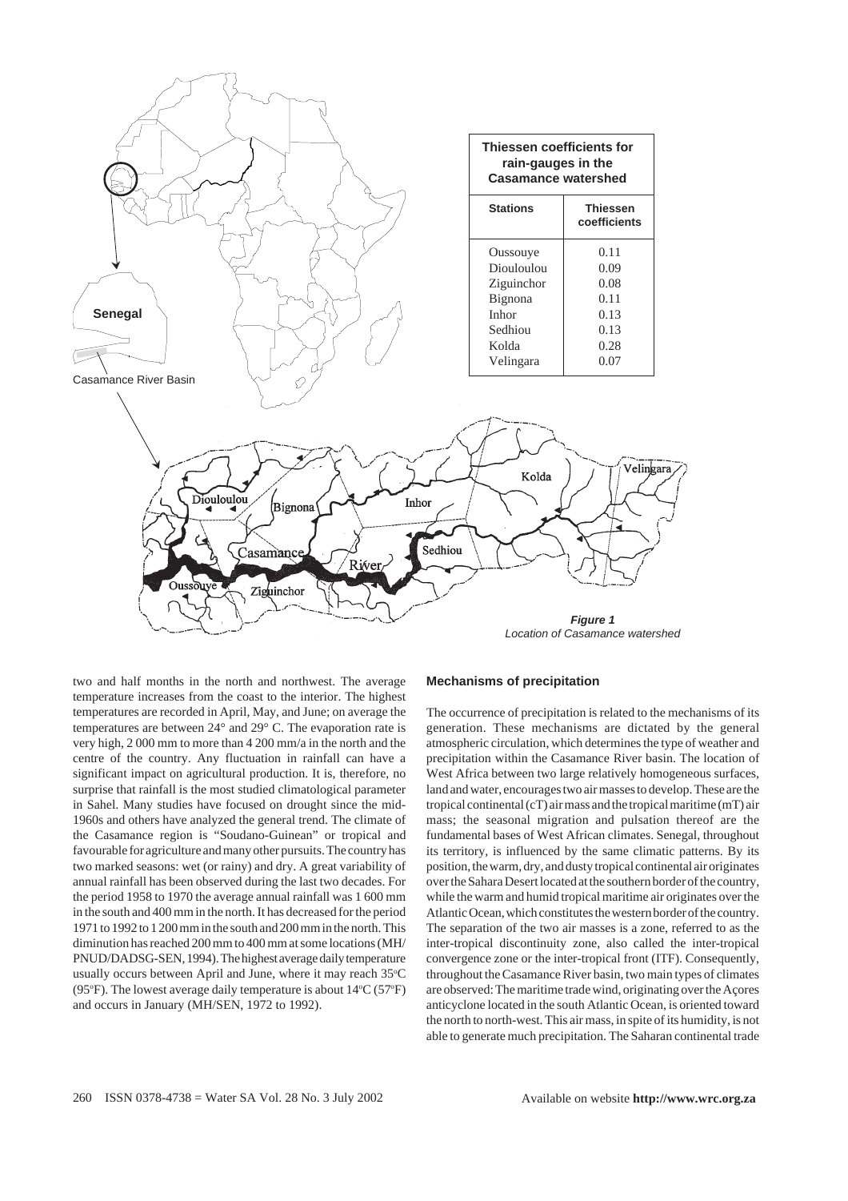| Stations | Thiessen coefficients |
|---|---|
| Oussouye | 0.11 |
| Diouloulou | 0.09 |
| Ziguinchor | 0.08 |
| Bignona | 0.11 |
| Inhor | 0.13 |
| Sedhiou | 0.13 |
| Kolda | 0.28 |
| Velingara | 0.07 |

Thiessen coefficients for rain-gauges in the Casamance watershed

**Figure 1**
*Location of Casamance watershed*

two and half months in the north and northwest. The average temperature increases from the coast to the interior. The highest temperatures are recorded in April, May, and June; on average the temperatures are between 24° and 29° C. The evaporation rate is very high, 2 000 mm to more than 4 200 mm/a in the north and the centre of the country. Any fluctuation in rainfall can have a significant impact on agricultural production. It is, therefore, no surprise that rainfall is the most studied climatological parameter in Sahel. Many studies have focused on drought since the mid-1960s and others have analyzed the general trend. The climate of the Casamance region is "Soudano-Guinean" or tropical and favourable for agriculture and many other pursuits. The country has two marked seasons: wet (or rainy) and dry. A great variability of annual rainfall has been observed during the last two decades. For the period 1958 to 1970 the average annual rainfall was 1 600 mm in the south and 400 mm in the north. It has decreased for the period 1971 to 1992 to 1 200 mm in the south and 200 mm in the north. This diminution has reached 200 mm to 400 mm at some locations (MH/PNUD/DADSG-SEN, 1994). The highest average daily temperature usually occurs between April and June, where it may reach 35°C (95°F). The lowest average daily temperature is about 14°C (57°F) and occurs in January (MH/SEN, 1972 to 1992).

### Mechanisms of precipitation

The occurrence of precipitation is related to the mechanisms of its generation. These mechanisms are dictated by the general atmospheric circulation, which determines the type of weather and precipitation within the Casamance River basin. The location of West Africa between two large relatively homogeneous surfaces, land and water, encourages two air masses to develop. These are the tropical continental (cT) air mass and the tropical maritime (mT) air mass; the seasonal migration and pulsation thereof are the fundamental bases of West African climates. Senegal, throughout its territory, is influenced by the same climatic patterns. By its position, the warm, dry, and dusty tropical continental air originates over the Sahara Desert located at the southern border of the country, while the warm and humid tropical maritime air originates over the Atlantic Ocean, which constitutes the western border of the country. The separation of the two air masses is a zone, referred to as the inter-tropical discontinuity zone, also called the inter-tropical convergence zone or the inter-tropical front (ITF). Consequently, throughout the Casamance River basin, two main types of climates are observed: The maritime trade wind, originating over the Açores anticyclone located in the south Atlantic Ocean, is oriented toward the north to north-west. This air mass, in spite of its humidity, is not able to generate much precipitation. The Saharan continental trade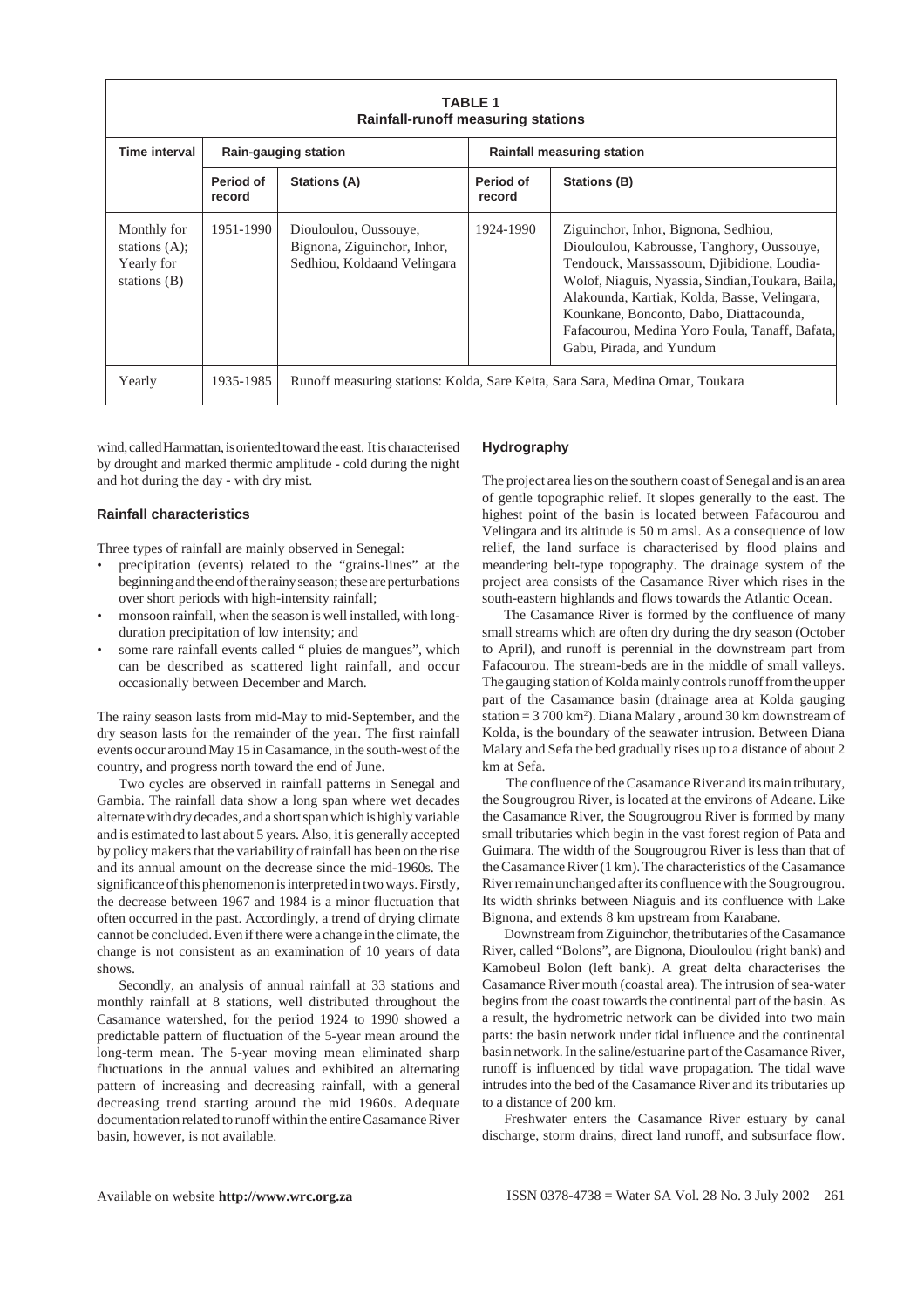**TABLE 1**
**Rainfall-runoff measuring stations**

| Time interval | Rain-gauging station | | Rainfall measuring station | |
|---|---|---|---|---|
| | Period of record | Stations (A) | Period of record | Stations (B) |
| Monthly for stations (A); Yearly for stations (B) | 1951-1990 | Diouloulou, Oussouye, Bignona, Ziguinchor, Inhor, Sedhiou, Koldaand Velingara | 1924-1990 | Ziguinchor, Inhor, Bignona, Sedhiou, Diouloulou, Kabrousse, Tanghory, Oussouye, Tendouck, Marssassoum, Djibidione, Loudia-Wolof, Niaguis, Nyassia, Sindian,Toukara, Baila, Alakounda, Kartiak, Kolda, Basse, Velingara, Kounkane, Bonconto, Dabo, Diattacounda, Fafacourou, Medina Yoro Foula, Tanaff, Bafata, Gabu, Pirada, and Yundum |
| Yearly | 1935-1985 | Runoff measuring stations: Kolda, Sare Keita, Sara Sara, Medina Omar, Toukara | | |

wind, called Harmattan, is oriented toward the east. It is characterised by drought and marked thermic amplitude - cold during the night and hot during the day - with dry mist.

### Rainfall characteristics

Three types of rainfall are mainly observed in Senegal:

- precipitation (events) related to the "grains-lines" at the beginning and the end of the rainy season; these are perturbations over short periods with high-intensity rainfall;
- monsoon rainfall, when the season is well installed, with long-duration precipitation of low intensity; and
- some rare rainfall events called " pluies de mangues", which can be described as scattered light rainfall, and occur occasionally between December and March.

The rainy season lasts from mid-May to mid-September, and the dry season lasts for the remainder of the year. The first rainfall events occur around May 15 in Casamance, in the south-west of the country, and progress north toward the end of June.

Two cycles are observed in rainfall patterns in Senegal and Gambia. The rainfall data show a long span where wet decades alternate with dry decades, and a short span which is highly variable and is estimated to last about 5 years. Also, it is generally accepted by policy makers that the variability of rainfall has been on the rise and its annual amount on the decrease since the mid-1960s. The significance of this phenomenon is interpreted in two ways. Firstly, the decrease between 1967 and 1984 is a minor fluctuation that often occurred in the past. Accordingly, a trend of drying climate cannot be concluded. Even if there were a change in the climate, the change is not consistent as an examination of 10 years of data shows.

Secondly, an analysis of annual rainfall at 33 stations and monthly rainfall at 8 stations, well distributed throughout the Casamance watershed, for the period 1924 to 1990 showed a predictable pattern of fluctuation of the 5-year mean around the long-term mean. The 5-year moving mean eliminated sharp fluctuations in the annual values and exhibited an alternating pattern of increasing and decreasing rainfall, with a general decreasing trend starting around the mid 1960s. Adequate documentation related to runoff within the entire Casamance River basin, however, is not available.

### Hydrography

The project area lies on the southern coast of Senegal and is an area of gentle topographic relief. It slopes generally to the east. The highest point of the basin is located between Fafacourou and Velingara and its altitude is 50 m amsl. As a consequence of low relief, the land surface is characterised by flood plains and meandering belt-type topography. The drainage system of the project area consists of the Casamance River which rises in the south-eastern highlands and flows towards the Atlantic Ocean.

The Casamance River is formed by the confluence of many small streams which are often dry during the dry season (October to April), and runoff is perennial in the downstream part from Fafacourou. The stream-beds are in the middle of small valleys. The gauging station of Kolda mainly controls runoff from the upper part of the Casamance basin (drainage area at Kolda gauging station = 3 700 km$^2$). Diana Malary , around 30 km downstream of Kolda, is the boundary of the seawater intrusion. Between Diana Malary and Sefa the bed gradually rises up to a distance of about 2 km at Sefa.

The confluence of the Casamance River and its main tributary, the Sougrougrou River, is located at the environs of Adeane. Like the Casamance River, the Sougrougrou River is formed by many small tributaries which begin in the vast forest region of Pata and Guimara. The width of the Sougrougrou River is less than that of the Casamance River (1 km). The characteristics of the Casamance River remain unchanged after its confluence with the Sougrougrou. Its width shrinks between Niaguis and its confluence with Lake Bignona, and extends 8 km upstream from Karabane.

Downstream from Ziguinchor, the tributaries of the Casamance River, called "Bolons", are Bignona, Diouloulou (right bank) and Kamobeul Bolon (left bank). A great delta characterises the Casamance River mouth (coastal area). The intrusion of sea-water begins from the coast towards the continental part of the basin. As a result, the hydrometric network can be divided into two main parts: the basin network under tidal influence and the continental basin network. In the saline/estuarine part of the Casamance River, runoff is influenced by tidal wave propagation. The tidal wave intrudes into the bed of the Casamance River and its tributaries up to a distance of 200 km.

Freshwater enters the Casamance River estuary by canal discharge, storm drains, direct land runoff, and subsurface flow.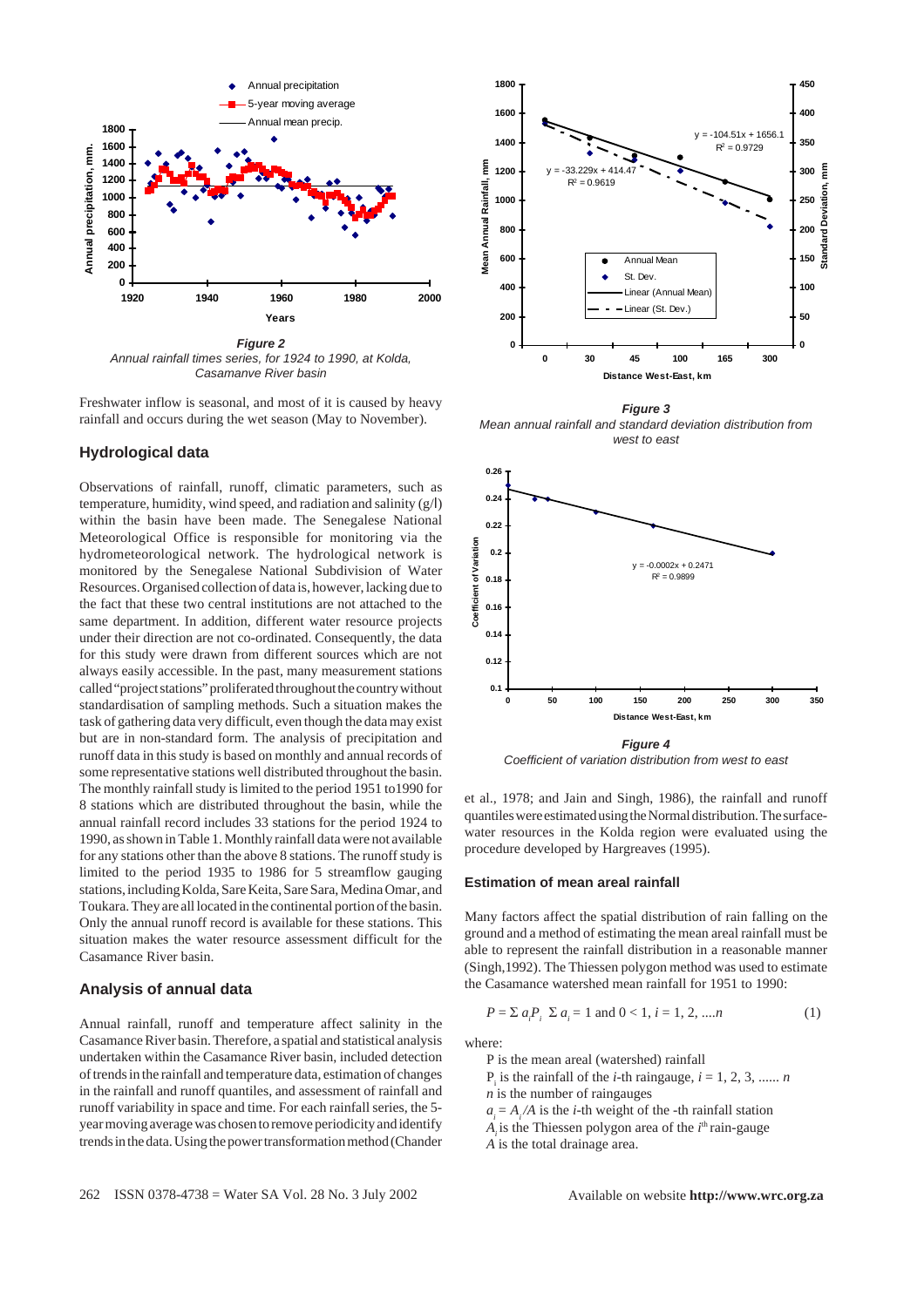*Figure 2*
*Annual rainfall times series, for 1924 to 1990, at Kolda, Casamanve River basin*

Freshwater inflow is seasonal, and most of it is caused by heavy rainfall and occurs during the wet season (May to November).

## Hydrological data

Observations of rainfall, runoff, climatic parameters, such as temperature, humidity, wind speed, and radiation and salinity (g/l) within the basin have been made. The Senegalese National Meteorological Office is responsible for monitoring via the hydrometeorological network. The hydrological network is monitored by the Senegalese National Subdivision of Water Resources. Organised collection of data is, however, lacking due to the fact that these two central institutions are not attached to the same department. In addition, different water resource projects under their direction are not co-ordinated. Consequently, the data for this study were drawn from different sources which are not always easily accessible. In the past, many measurement stations called "project stations" proliferated throughout the country without standardisation of sampling methods. Such a situation makes the task of gathering data very difficult, even though the data may exist but are in non-standard form. The analysis of precipitation and runoff data in this study is based on monthly and annual records of some representative stations well distributed throughout the basin. The monthly rainfall study is limited to the period 1951 to1990 for 8 stations which are distributed throughout the basin, while the annual rainfall record includes 33 stations for the period 1924 to 1990, as shown in Table 1. Monthly rainfall data were not available for any stations other than the above 8 stations. The runoff study is limited to the period 1935 to 1986 for 5 streamflow gauging stations, including Kolda, Sare Keita, Sare Sara, Medina Omar, and Toukara. They are all located in the continental portion of the basin. Only the annual runoff record is available for these stations. This situation makes the water resource assessment difficult for the Casamance River basin.

## Analysis of annual data

Annual rainfall, runoff and temperature affect salinity in the Casamance River basin. Therefore, a spatial and statistical analysis undertaken within the Casamance River basin, included detection of trends in the rainfall and temperature data, estimation of changes in the rainfall and runoff quantiles, and assessment of rainfall and runoff variability in space and time. For each rainfall series, the 5-year moving average was chosen to remove periodicity and identify trends in the data. Using the power transformation method (Chander et al., 1978; and Jain and Singh, 1986), the rainfall and runoff quantiles were estimated using the Normal distribution. The surface-water resources in the Kolda region were evaluated using the procedure developed by Hargreaves (1995).

*Figure 3*
*Mean annual rainfall and standard deviation distribution from west to east*

*Figure 4*
*Coefficient of variation distribution from west to east*

### Estimation of mean areal rainfall

Many factors affect the spatial distribution of rain falling on the ground and a method of estimating the mean areal rainfall must be able to represent the rainfall distribution in a reasonable manner (Singh,1992). The Thiessen polygon method was used to estimate the Casamance watershed mean rainfall for 1951 to 1990:

$$P = \Sigma\, a_i P_i \quad \Sigma\, a_i = 1 \text{ and } 0 < 1,\; i = 1, 2, \ldots n \qquad (1)$$

where:

P is the mean areal (watershed) rainfall
$P_i$ is the rainfall of the $i$-th raingauge, $i = 1, 2, 3, \ldots\ldots n$
$n$ is the number of raingauges
$a_i = A_i/A$ is the $i$-th weight of the -th rainfall station
$A_i$ is the Thiessen polygon area of the $i^{th}$ rain-gauge
$A$ is the total drainage area.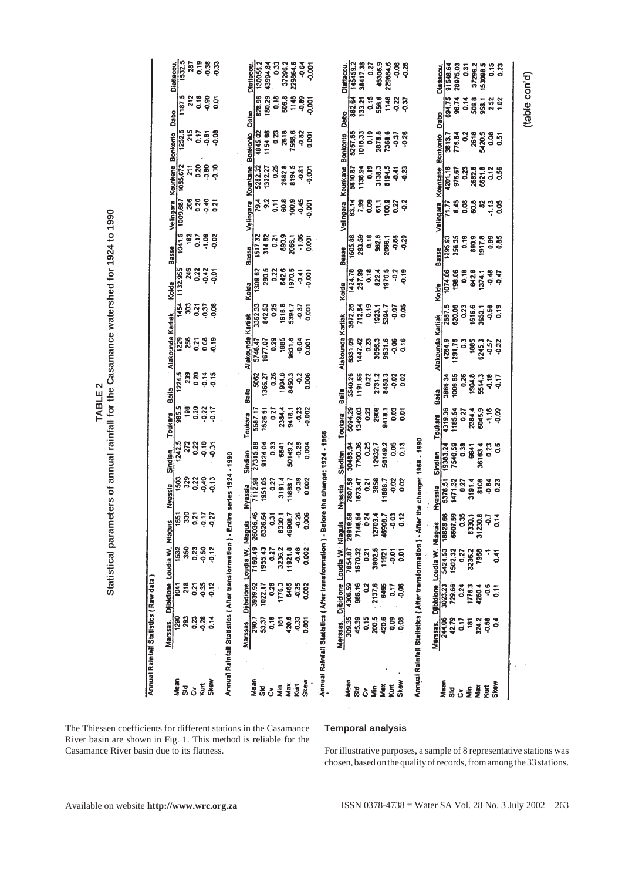# TABLE 2

**Statistical parameters of annual rainfall for the Casamance watershed for 1924 to 1990**

**Annual Rainfall Statistics ( Raw data )**

| | Marssas. | Djibidione | Loudia W. | Niaguis | Nyassia | Sindian | Toukara | Baila | Alakounda | Kartiak | Kolda | Basse | Velingara | Kounkane | Bonkonto | Dabo | Diattacou. |
|---|---|---|---|---|---|---|---|---|---|---|---|---|---|---|---|---|---|
| Mean | 1290 | 1041 | 1532 | 1551 | 1503 | 1242.5 | 985.5 | 1224.5 | 1229 | 1454 | 1132.955 | 1041.5 | 1009.687 | 1055.672 | 1252.5 | 1187.5 | 1532.5 |
| Std | 293 | 218 | 350 | 330 | 329 | 272 | 198 | 239 | 256 | 303 | 246 | 182 | 206 | 211 | 215 | 212 | 287 |
| Cv | 0.23 | 0.21 | 0.23 | 0.21 | 0.22 | 0.22 | 0.20 | 0.20 | 0.21 | 0.21 | 0.22 | 0.17 | 0.20 | 0.20 | 0.17 | 0.18 | 0.19 |
| Kurt | -0.28 | -0.35 | -0.50 | -0.17 | -0.40 | -0.10 | -0.22 | -0.14 | 0.66 | -0.37 | -0.42 | -1.06 | -0.40 | -0.80 | -0.81 | -0.90 | -0.38 |
| Skew | 0.14 | -0.12 | -0.12 | -0.27 | -0.13 | -0.31 | -0.17 | -0.15 | -0.19 | -0.08 | -0.01 | -0.02 | 0.21 | -0.10 | -0.08 | 0.01 | -0.33 |

**Annual Rainfall Statistics ( After transformation ) - Entire series 1924 - 1990**

| | Marssas. | Djibidione | Loudia W. | Niaguis | Nyassia | Sindian | Toukara | Baila | Alakounda | Kartiak | Kolda | Basse | Velingara | Kounkane | Bonkonto | Dabo | Diattacou. |
|---|---|---|---|---|---|---|---|---|---|---|---|---|---|---|---|---|---|
| Mean | 290.7 | 3939.92 | 7160.49 | 26036.46 | 7112.98 | 27315.88 | 5587.17 | 5062 | 5746.47 | 3362.33 | 1309.62 | 1517.32 | 79.4 | 5282.32 | 4845.02 | 828.96 | 130056.2 |
| Std | 53.37 | 1022.17 | 1955.43 | 8326.64 | 1951.05 | 9124.04 | 1526.51 | 1366.27 | 1677.07 | 842.53 | 290.5 | 314.82 | 9.2 | 1322.27 | 1154.68 | 150.29 | 43994.84 |
| Cv | 0.18 | 0.26 | 0.27 | 0.31 | 0.27 | 0.33 | 0.27 | 0.26 | 0.29 | 0.25 | 0.22 | 0.21 | 0.11 | 0.25 | 0.23 | 0.18 | 0.33 |
| Min | 181 | 1776.3 | 3236.2 | 8330.1 | 3191.4 | 6641 | 2384.4 | 1904.8 | 1885 | 1616.6 | 642.6 | 890.9 | 60.8 | 2682.8 | 2618 | 506.8 | 37296.2 |
| Max | 420.6 | 6465 | 11921.8 | 46908.7 | 11888.7 | 50149.2 | 9418.1 | 8450.3 | 9631.6 | 5394.7 | 1970.5 | 2066.1 | 100.9 | 8194.5 | 7568.6 | 1148 | 229864.6 |
| Kurt | -0.33 | -0.35 | -0.48 | -0.26 | -0.39 | -0.28 | -0.23 | -0.2 | -0.04 | -0.37 | -0.41 | -1.06 | -0.45 | -0.81 | -0.82 | -0.89 | -0.64 |
| Skew | 0.001 | 0.002 | 0.002 | 0.006 | 0.002 | 0.004 | -0.002 | 0.006 | 0.001 | 0.001 | -0.001 | 0.001 | -0.001 | -0.001 | 0.001 | -0.001 | -0.001 |

**Annual Rainfall Statistics ( After transformation ) - Before the change: 1924 - 1968**

| | Marssas. | Djibidione | Loudia W. | Niaguis | Nyassia | Sindian | Toukara | Baila | Alakounda | Kartiak | Kolda | Basse | Velingara | Kounkane | Bonkonto | Dabo | Diattacou. |
|---|---|---|---|---|---|---|---|---|---|---|---|---|---|---|---|---|---|
| Mean | 309.35 | 4306.59 | 7854.87 | 28919.58 | 7807.58 | 30488.94 | 6094.29 | 5540.26 | 6331.09 | 3672.26 | 1424.78 | 1605.88 | 83.14 | 5810.87 | 5257.55 | 882.64 | 145459.2 |
| Std | 45.39 | 886.16 | 1670.32 | 7146.54 | 1673.47 | 7700.36 | 1349.03 | 1191.66 | 1447.42 | 712.64 | 257.99 | 293.59 | 7.99 | 1138.94 | 1018.33 | 133.21 | 38417.38 |
| Cv | 0.15 | 0.2 | 0.21 | 0.24 | 0.21 | 0.25 | 0.22 | 0.22 | 0.23 | 0.19 | 0.18 | 0.18 | 0.09 | 0.19 | 0.19 | 0.15 | 0.27 |
| Min | 200.5 | 2137.6 | 3902.5 | 12703.4 | 3858 | 12932.7 | 2908 | 2731.2 | 3056.3 | 1923.1 | 822.4 | 962.6 | 61.1 | 3138.3 | 2878.6 | 556.8 | 45306.9 |
| Max | 420.6 | 6465 | 11921 | 46908.7 | 11888.7 | 50149.2 | 9418.1 | 8450.3 | 9631.6 | 5394.7 | 1970.5 | 2066.1 | 100.9 | 8194.5 | 7368.6 | 1148 | 229864.6 |
| Kurt | 0.09 | 0.17 | -0.01 | -0.03 | -0.02 | 0.05 | 0.03 | -0.02 | -0.06 | -0.07 | -0.2 | -0.88 | 0.27 | -0.41 | -0.37 | -0.22 | -0.08 |
| Skew | 0.08 | -0.06 | 0.01 | 0.12 | 0.02 | 0.13 | 0.01 | 0.02 | 0.16 | 0.05 | -0.19 | -0.29 | -0.2 | -0.23 | -0.26 | -0.37 | -0.28 |

**Annual Rainfall Statistics ( After transformation ) - After the change: 1969 - 1990**

| | Marssas. | Djibidione | Loudia W. | Niaguis | Nyassia | Sindian | Toukara | Baila | Alakounda | Kartiak | Kolda | Basse | Velingara | Kounkane | Bonkonto | Dabo | Diattacou. |
|---|---|---|---|---|---|---|---|---|---|---|---|---|---|---|---|---|---|
| Mean | 244.05 | 3023.23 | 5424.53 | 18828.66 | 5376.51 | 19383.24 | 4319.36 | 3866.34 | 4284.9 | 2587.5 | 1074.06 | 1295.93 | 71.77 | 4201.18 | 3813.7 | 694.75 | 91548.64 |
| Std | 42.79 | 729.56 | 1502.32 | 6607.59 | 1471.32 | 7540.59 | 1185.54 | 1006.65 | 1291.76 | 620.08 | 198.06 | 256.35 | 6.45 | 976.67 | 775.84 | 98.74 | 28975.03 |
| Cv | 0.17 | 0.24 | 0.27 | 0.35 | 0.27 | 0.38 | 0.27 | 0.26 | 0.3 | 0.23 | 0.18 | 0.19 | 0.08 | 0.23 | 0.2 | 0.14 | 0.31 |
| Min | 181 | 1776.3 | 3236.2 | 8330.1 | 3191.4 | 6641 | 2384.4 | 1904.8 | 1885 | 1616.6 | 642.6 | 890.9 | 60.8 | 2682.8 | 2618 | 506.8 | 37296.2 |
| Max | 324.2 | 4260.4 | 7968 | 31230.8 | 8108 | 36163.4 | 6045.9 | 5514.3 | 6245.3 | 3653.1 | 1374.1 | 1917.8 | 82 | 6621.8 | 5420.5 | 958.1 | 153098.5 |
| Kurt | -0.58 | -0.6 | -1 | -0.7 | -0.84 | 0.23 | -1.16 | -0.18 | -0.57 | -0.56 | -0.48 | 0.99 | -1.13 | 0.12 | 0.06 | 2.52 | 0.15 |
| Skew | 0.4 | 0.11 | 0.41 | 0.14 | 0.23 | 0.5 | -0.09 | -0.17 | -0.32 | 0.19 | -0.47 | 0.85 | 0.05 | 0.56 | 0.51 | 1.02 | 0.23 |

(table con'd)

The Thiessen coefficients for different stations in the Casamance River basin are shown in Fig. 1. This method is reliable for the Casamance River basin due to its flatness.

## Temporal analysis

For illustrative purposes, a sample of 8 representative stations was chosen, based on the quality of records, from among the 33 stations.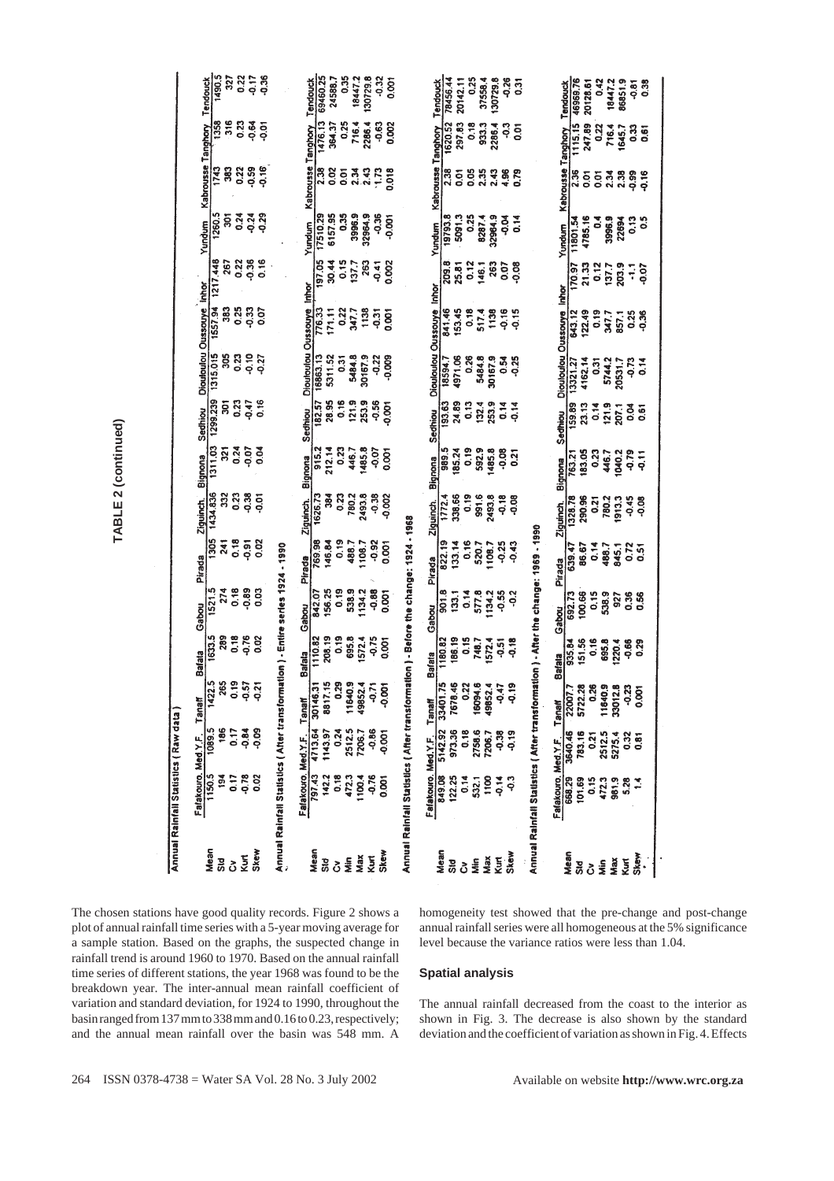**TABLE 2 (continued)**

**Annual Rainfall Statistics ( Raw data )**

| | Fafakouro | Med.Y.F. | Tanaff | Bafata | Gabou | Pirada | Ziguinch. | Bignona | Sedhiou | Diouloulou | Oussouye | Inhor | Yundum | Kabrousse | Tanghory | Tendouck |
|---|---|---|---|---|---|---|---|---|---|---|---|---|---|---|---|---|
| Mean | 1150.5 | 1089.5 | 1422.5 | 1633.5 | 1521.5 | 1305 | 1434.836 | 1311.03 | 1299.239 | 1315.015 | 1557.94 | 1217.448 | 1260.5 | 1743 | 1358 | 1490.5 |
| Std | 194 | 186 | 265 | 289 | 274 | 241 | 332 | 321 | 301 | 305 | 383 | 267 | 301 | 383 | 316 | 327 |
| Cv | 0.17 | 0.17 | 0.19 | 0.18 | 0.18 | 0.18 | 0.23 | 0.24 | 0.23 | 0.23 | 0.25 | 0.22 | 0.24 | 0.22 | 0.23 | 0.22 |
| Kurt | -0.78 | -0.84 | -0.57 | -0.76 | -0.89 | -0.91 | -0.38 | -0.07 | -0.47 | -0.10 | -0.33 | -0.36 | -0.24 | -0.59 | -0.64 | -0.17 |
| Skew | 0.02 | -0.09 | -0.21 | 0.02 | 0.03 | 0.02 | -0.01 | 0.04 | 0.16 | -0.27 | 0.07 | 0.16 | -0.29 | -0.16 | -0.01 | -0.36 |

**Annual Rainfall Statistics ( After transformation ) - Entire series 1924 - 1990**

| | Fafakouro | Med.Y.F. | Tanaff | Bafata | Gabou | Pirada | Ziguinch. | Bignona | Sedhiou | Diouloulou | Oussouye | Inhor | Yundum | Kabrousse | Tanghory | Tendouck |
|---|---|---|---|---|---|---|---|---|---|---|---|---|---|---|---|---|
| Mean | 797.43 | 4713.64 | 30146.31 | 1110.82 | 842.07 | 769.98 | 1626.73 | 915.2 | 182.57 | 18863.13 | 776.33 | 197.05 | 17510.29 | 2.38 | 1476.13 | 69460.25 |
| Std | 142.2 | 1143.97 | 8817.15 | 208.19 | 156.25 | 146.84 | 384 | 212.14 | 28.95 | 5311.52 | 171.11 | 30.44 | 6157.95 | 0.02 | 364.37 | 24588.7 |
| Cv | 0.18 | 0.24 | 0.29 | 0.19 | 0.19 | 0.19 | 0.23 | 0.23 | 0.16 | 0.31 | 0.22 | 0.15 | 0.35 | 0.01 | 0.25 | 0.35 |
| Min | 472.3 | 2512.5 | 11640.9 | 695.8 | 538.9 | 488.7 | 780.2 | 446.7 | 121.9 | 5484.8 | 347.7 | 137.7 | 3996.9 | 2.34 | 716.4 | 18447.2 |
| Max | 1100.4 | 7206.7 | 49852.4 | 1572.4 | 1134.2 | 1108.7 | 2493.8 | 1485.8 | 253.9 | 30167.9 | 1138 | 263 | 32964.9 | 2.43 | 2286.4 | 130729.8 |
| Kurt | -0.76 | -0.86 | -0.71 | -0.75 | -0.88 | -0.92 | -0.38 | -0.07 | -0.56 | -0.22 | -0.31 | -0.41 | -0.36 | 1.73 | -0.63 | -0.32 |
| Skew | 0.001 | -0.001 | -0.001 | 0.001 | 0.001 | 0.001 | -0.002 | 0.001 | -0.001 | -0.009 | 0.001 | 0.002 | -0.001 | 0.018 | 0.002 | 0.001 |

**Annual Rainfall Statistics ( After transformation ) - Before the change: 1924 - 1968**

| | Fafakouro | Med.Y.F. | Tanaff | Bafata | Gabou | Pirada | Ziguinch. | Bignona | Sedhiou | Diouloulou | Oussouye | Inhor | Yundum | Kabrousse | Tanghory | Tendouck |
|---|---|---|---|---|---|---|---|---|---|---|---|---|---|---|---|---|
| Mean | 849.08 | 5142.92 | 33401.75 | 1180.82 | 901.8 | 822.19 | 1772.4 | 989.5 | 193.63 | 18594.7 | 841.46 | 209.8 | 19793.8 | 2.38 | 1620.52 | 78456.44 |
| Std | 122.25 | 973.36 | 7678.46 | 186.19 | 133.1 | 133.14 | 338.66 | 185.24 | 24.89 | 4971.06 | 153.45 | 25.81 | 5091.3 | 0.01 | 297.83 | 20142.11 |
| Cv | 0.14 | 0.18 | 0.22 | 0.15 | 0.14 | 0.16 | 0.19 | 0.19 | 0.13 | 0.26 | 0.18 | 0.12 | 0.25 | 0.05 | 0.18 | 0.25 |
| Min | 532.1 | 2758.6 | 16094.6 | 748.7 | 577.8 | 520.7 | 991.6 | 592.9 | 132.4 | 5484.8 | 517.4 | 146.1 | 8287.4 | 2.35 | 933.3 | 37558.4 |
| Max | 1100 | 7206.7 | 49852.4 | 1572.4 | 1134.2 | 1108.7 | 2493.8 | 1485.8 | 253.9 | 30167.9 | 1138 | 263 | 32984.9 | 2.43 | 2286.4 | 130729.8 |
| Kurt | -0.14 | -0.38 | -0.47 | -0.51 | -0.55 | -0.25 | -0.18 | -0.08 | 0.14 | 0.54 | -0.16 | 0.07 | -0.04 | 4.96 | -0.3 | -0.26 |
| Skew | -0.3 | -0.19 | -0.19 | -0.18 | -0.2 | -0.43 | -0.08 | 0.21 | -0.14 | -0.25 | -0.15 | -0.08 | 0.14 | 0.79 | 0.01 | 0.31 |

**Annual Rainfall Statistics ( After transformation ) - After the change: 1969 - 1990**

| | Fafakouro | Med.Y.F. | Tanaff | Bafata | Gabou | Pirada | Ziguinch. | Bignona | Sedhiou | Diouloulou | Oussouye | Inhor | Yundum | Kabrousse | Tanghory | Tendouck |
|---|---|---|---|---|---|---|---|---|---|---|---|---|---|---|---|---|
| Mean | 668.29 | 3640.46 | 22007.7 | 935.84 | 692.73 | 639.47 | 1328.78 | 763.21 | 159.89 | 13321.27 | 643.12 | 170.97 | 11801.54 | 2.36 | 1115.15 | 46958.76 |
| Std | 101.69 | 783.16 | 5722.28 | 151.56 | 100.66 | 86.67 | 290.96 | 183.05 | 23.13 | 4162.14 | 122.49 | 21.33 | 4785.16 | 0.01 | 247.89 | 20128.61 |
| Cv | 0.15 | 0.21 | 0.26 | 0.16 | 0.15 | 0.14 | 0.21 | 0.23 | 0.14 | 0.31 | 0.19 | 0.12 | 0.4 | 0.01 | 0.22 | 0.42 |
| Min | 472.3 | 2512.5 | 11640.9 | 695.8 | 538.9 | 488.7 | 780.2 | 446.7 | 121.9 | 5744.2 | 347.7 | 137.7 | 3996.9 | 2.34 | 716.4 | 18447.2 |
| Max | 961.9 | 5275.4 | 33012.8 | 1220.4 | 927 | 845.1 | 1913.3 | 1040.2 | 207.1 | 20531.7 | 857.1 | 203.9 | 22694 | 2.38 | 1645.7 | 86851.9 |
| Kurt | 5.28 | 0.32 | -0.23 | -0.66 | 0.36 | 0.72 | -0.45 | -0.79 | 0.04 | -0.73 | 0.25 | -1.1 | 0.13 | -0.99 | 0.33 | -0.81 |
| Skew | 1.4 | 0.81 | 0.001 | 0.29 | 0.56 | 0.51 | -0.08 | -0.11 | 0.61 | 0.14 | -0.36 | -0.07 | 0.5 | -0.16 | 0.61 | 0.38 |

The chosen stations have good quality records. Figure 2 shows a plot of annual rainfall time series with a 5-year moving average for a sample station. Based on the graphs, the suspected change in rainfall trend is around 1960 to 1970. Based on the annual rainfall time series of different stations, the year 1968 was found to be the breakdown year. The inter-annual mean rainfall coefficient of variation and standard deviation, for 1924 to 1990, throughout the basin ranged from 137 mm to 338 mm and 0.16 to 0.23, respectively; and the annual mean rainfall over the basin was 548 mm. A homogeneity test showed that the pre-change and post-change annual rainfall series were all homogeneous at the 5% significance level because the variance ratios were less than 1.04.

## Spatial analysis

The annual rainfall decreased from the coast to the interior as shown in Fig. 3. The decrease is also shown by the standard deviation and the coefficient of variation as shown in Fig. 4. Effects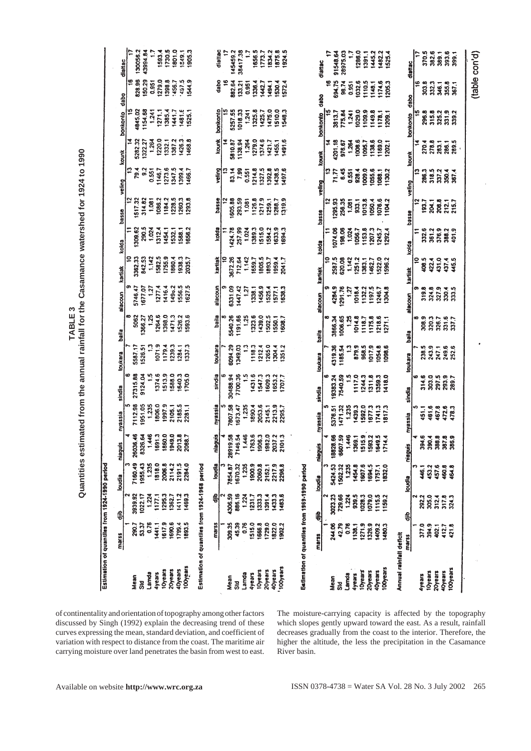**TABLE 3**
**Quantities estimated from the annual rainfall for the Casamance watershed for 1924 to 1990**

Estimation of quantiles from 1924-1990 period

| | marss | djib | loudia | niaguis | nyassia | sindia | toukara | baila | alacoun | kartiak | kolda | basse | veling | kounk | bonkonto | dabo | diattac |
|---|---|---|---|---|---|---|---|---|---|---|---|---|---|---|---|---|---|
| | 1 | 2 | 3 | 4 | 5 | 6 | 7 | 8 | 9 | 10 | 11 | 12 | 13 | 14 | 15 | 16 | 17 |
| Mean | 290.7 | 3939.92 | 7160.49 | 26036.46 | 7112.98 | 27315.88 | 5587.17 | 5062 | 5746.47 | 3362.33 | 1309.62 | 1517.32 | 79.4 | 5282.32 | 4845.02 | 828.96 | 130056.2 |
| Std | 53.37 | 1022.17 | 1955.43 | 8326.64 | 1951.05 | 9124.04 | 1526.51 | 1366.27 | 1677.07 | 842.53 | 290.5 | 314.82 | 9.2 | 1322.27 | 1154.68 | 150.29 | 43984.84 |
| Lamda | 0.76 | 1.224 | 1.235 | 1.446 | 1.235 | 1.5 | 1.3 | 1.25 | 1.27 | 1.142 | 1.024 | 1.081 | 0.551 | 1.264 | 1.241 | 0.951 | 1.7 |
| 4years | 1441.1 | 1177.1 | 1818.0 | 1891.3 | 1806.0 | 1374.6 | 1071.9 | 1264.6 | 1277.4 | 1582.5 | 1312.4 | 1086.2 | 1146.7 | 1220.0 | 1271.1 | 1279.0 | 1593.4 |
| 10years | 1617.9 | 1295.3 | 2006.8 | 1860.0 | 1997.9 | 1513.9 | 1179.4 | 1398.0 | 1416.4 | 1755.9 | 1454.1 | 1184.2 | 1273.6 | 1332.1 | 1385.4 | 1398.8 | 1730.5 |
| 20years | 1690.6 | 1362.7 | 2114.2 | 1949.0 | 2105.1 | 1588.0 | 1239.3 | 1471.3 | 1496.2 | 1860.4 | 1532.1 | 1228.5 | 1347.5 | 1387.2 | 1441.7 | 1456.7 | 1801.0 |
| 40years | 1799.4 | 1411.2 | 2191.5 | 2013.8 | 2185.5 | 1640.3 | 1284.1 | 1526.2 | 1556.5 | 1938.3 | 1588.1 | 1260.3 | 1399.4 | 1426.3 | 1481.6 | 1497.5 | 1849.1 |
| 100years | 1893.5 | 1469.3 | 2284.0 | 2088.7 | 2281.1 | 1705.0 | 1337.3 | 1593.6 | 1627.5 | 2035.7 | 1656.2 | 1293.8 | 1466.7 | 1468.8 | 1525.1 | 1544.9 | 1905.3 |

Estimation of quantiles from 1924-1968 period

| | marss | djib | loudia | niaguis | nyassia | sindia | toukara | baila | alacoun | kartiak | kolda | basse | veling | kounk | bonkonto | dabo | diattac |
|---|---|---|---|---|---|---|---|---|---|---|---|---|---|---|---|---|---|
| | 1 | 2 | 3 | 4 | 5 | 6 | 7 | 8 | 9 | 10 | 11 | 12 | 13 | 14 | 15 | 16 | 17 |
| Mean | 309.35 | 4306.59 | 7854.87 | 28919.58 | 7807.58 | 30488.94 | 6094.29 | 5540.26 | 6331.09 | 3672.26 | 1424.78 | 1605.88 | 83.14 | 5810.87 | 5257.55 | 882.64 | 145459.2 |
| Std | 45.39 | 886.16 | 1670.32 | 7146.54 | 1673.47 | 7700.36 | 1349.03 | 1191.66 | 1447.42 | 712.64 | 257.99 | 293.59 | 7.99 | 1138.94 | 1018.33 | 133.21 | 38417.38 |
| Lamda | 0.76 | 1.224 | 1.235 | 1.446 | 1.235 | 1.5 | 1.3 | 1.25 | 1.27 | 1.142 | 1.024 | 1.081 | 0.551 | 1.264 | 1.241 | 0.951 | 1.7 |
| 4years | 1515.0 | 1231.7 | 1900.9 | 1763.6 | 1890.4 | 1431.6 | 1118.3 | 1323.6 | 1338.1 | 1659.7 | 1389.3 | 1126.8 | 1214.8 | 1279.0 | 1325.8 | 1336.4 | 1656.5 |
| 10years | 1666.8 | 1333.3 | 2060.8 | 1906.3 | 2053.6 | 1547.3 | 1212.4 | 1439.0 | 1456.9 | 1805.5 | 1515.0 | 1217.9 | 1327.5 | 1374.6 | 1425.7 | 1442.7 | 1773.7 |
| 20years | 1729.0 | 1391.4 | 2152.1 | 1982.0 | 2145.1 | 1609.3 | 1265.0 | 1502.5 | 1525.4 | 1893.7 | 1584.2 | 1259.1 | 1392.8 | 1421.7 | 1475.0 | 1494.1 | 1834.2 |
| 40years | 1822.0 | 1433.3 | 2217.9 | 2037.2 | 2213.9 | 1653.2 | 1304.4 | 1550.1 | 1577.1 | 1959.4 | 1633.9 | 1288.7 | 1438.5 | 1455.1 | 1510.0 | 1530.4 | 1875.8 |
| 100years | 1902.2 | 1483.6 | 2296.8 | 2101.3 | 2295.7 | 1707.7 | 1351.2 | 1608.7 | 1638.3 | 2041.7 | 1694.3 | 1319.9 | 1497.6 | 1491.6 | 1548.3 | 1572.4 | 1924.5 |

Estimation of quantiles from 1969-1990 period

| | marss | djib | loudia | niaguis | nyassia | sindia | toukara | baila | alacoun | kartiak | kolda | basse | veling | kounk | bonkonto | dabo | diattac |
|---|---|---|---|---|---|---|---|---|---|---|---|---|---|---|---|---|---|
| | 1 | 2 | 3 | 4 | 5 | 6 | 7 | 8 | 9 | 10 | 11 | 12 | 13 | 14 | 15 | 16 | 17 |
| Mean | 244.06 | 3023.23 | 5424.53 | 18828.66 | 5376.51 | 19383.24 | 4319.36 | 3866.34 | 4284.9 | 2587.5 | 1074.06 | 1295.93 | 71.77 | 4201.18 | 3813.7 | 694.75 | 91548.64 |
| Std | 42.79 | 729.66 | 1502.32 | 6607.59 | 1471.32 | 7540.59 | 1185.54 | 1006.65 | 1291.76 | 620.08 | 198.06 | 256.35 | 6.45 | 976.67 | 775.84 | 98.74 | 28975.03 |
| Lamda | 0.76 | 1.224 | 1.235 | 1.446 | 1.235 | 1.5 | 1.3 | 1.25 | 1.27 | 1.142 | 1.024 | 1.081 | 0.551 | 1.264 | 1.241 | 0.951 | 1.7 |
| 4years | 1138.1 | 939.5 | 1454.8 | 1369.1 | 1439.3 | 1117.0 | 879.9 | 1014.8 | 1018.4 | 1251.2 | 1056.7 | 933.1 | 928.4 | 1008.6 | 1029.0 | 1032.6 | 1286.0 |
| 10years | 1271.9 | 1028.3 | 1607.6 | 1515.9 | 1592.0 | 1244.3 | 968.5 | 1118.7 | 1132.2 | 1383.1 | 1153.8 | 1013.8 | 1009.0 | 1095.7 | 1109.9 | 1110.5 | 1391.1 |
| 20years | 1326.9 | 1079.0 | 1694.5 | 1593.2 | 1677.3 | 1311.8 | 1017.9 | 1175.8 | 1197.5 | 1462.7 | 1207.3 | 1050.4 | 1055.6 | 1138.6 | 1149.8 | 1148.1 | 1445.2 |
| 40years | 1409.2 | 1115.5 | 1757.1 | 1649.5 | 1741.3 | 1359.3 | 1054.8 | 1218.6 | 1246.7 | 1522.0 | 1245.7 | 1076.6 | 1088.1 | 1169.0 | 1178.1 | 1174.6 | 1482.2 |
| 100years | 1480.3 | 1159.2 | 1832.0 | 1714.4 | 1817.3 | 1418.0 | 1098.6 | 1271.1 | 1304.8 | 1596.2 | 1292.4 | 1104.2 | 1130.2 | 1202.1 | 1209.1 | 1205.3 | 1525.4 |

Annual rainfall deficit

| | marss | djib | loudia | niaguis | nyassia | sindia | toukara | baila | alacoun | kartiak | kolda | basse | veling | kounk | bonkonto | dabo | diattac |
|---|---|---|---|---|---|---|---|---|---|---|---|---|---|---|---|---|---|
| | 1 | 2 | 3 | 4 | 5 | 6 | 7 | 8 | 9 | 10 | 11 | 12 | 13 | 14 | 15 | 16 | 17 |
| 4years | 377.0 | 292.2 | 446.1 | 394.6 | 451.1 | 314.6 | 238.5 | 308.9 | 319.8 | 408.5 | 332.6 | 193.7 | 286.3 | 270.4 | 296.8 | 303.8 | 370.5 |
| 10years | 394.9 | 305.0 | 453.2 | 390.4 | 461.6 | 303.0 | 243.9 | 320.3 | 324.8 | 422.4 | 361.2 | 204.1 | 318.5 | 278.8 | 315.8 | 332.3 | 382.6 |
| 20years | 402.1 | 312.4 | 457.6 | 388.8 | 467.8 | 297.5 | 247.1 | 326.7 | 327.9 | 431.0 | 376.9 | 208.8 | 337.2 | 283.1 | 325.2 | 346.1 | 389.1 |
| 40years | 412.7 | 317.8 | 460.8 | 387.8 | 472.6 | 293.9 | 249.6 | 331.6 | 330.4 | 437.4 | 388.2 | 212.1 | 350.4 | 286.1 | 331.9 | 355.8 | 393.6 |
| 100years | 421.8 | 324.3 | 464.8 | 386.9 | 478.3 | 289.7 | 252.6 | 337.7 | 333.5 | 445.5 | 401.9 | 215.7 | 367.4 | 289.5 | 339.2 | 367.1 | 399.1 |

(table con'd)

of continentality and orientation of topography among other factors discussed by Singh (1992) explain the decreasing trend of these curves expressing the mean, standard deviation, and coefficient of variation with respect to distance from the coast. The maritime air carrying moisture over land penetrates the basin from west to east. The moisture-carrying capacity is affected by the topography which slopes gently upward toward the east. As a result, rainfall decreases gradually from the coast to the interior. Therefore, the higher the altitude, the less the precipitation in the Casamance River basin.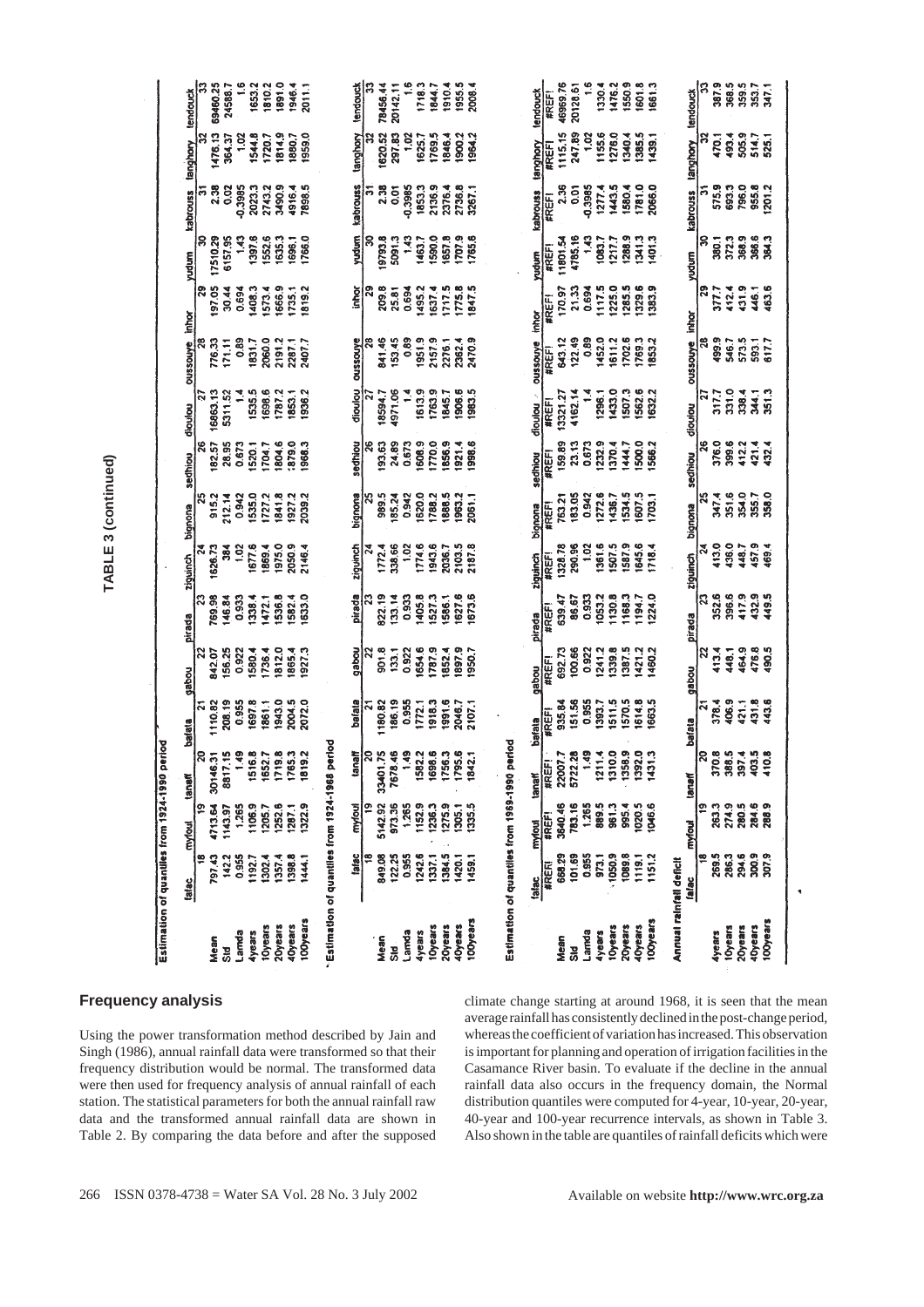**TABLE 3 (continued)**

**Estimation of quantiles from 1924-1990 period**

| | fafac | myfoul | tanaff | bafata | gabou | pirada | ziguinch | bignona | sedhiou | dioulou | oussouye | inhor | yudum | kabrouss | tanghory | tendouck |
|---|---|---|---|---|---|---|---|---|---|---|---|---|---|---|---|---|
| | 18 | 19 | 20 | 21 | 22 | 23 | 24 | 25 | 26 | 27 | 28 | 29 | 30 | 31 | 32 | 33 |
| Mean | 797.43 | 4713.64 | 30146.31 | 1110.82 | 842.07 | 769.98 | 1626.73 | 915.2 | 182.57 | 16863.13 | 776.33 | 197.05 | 17510.29 | 2.38 | 1476.13 | 69460.25 |
| Std | 142.2 | 1143.97 | 8817.15 | 208.19 | 156.25 | 146.84 | 384 | 212.14 | 28.95 | 5311.52 | 171.11 | 30.44 | 6157.95 | 0.02 | 364.37 | 24588.7 |
| Lamda | 0.955 | 1.265 | 1.49 | 0.955 | 0.922 | 0.933 | 1.02 | 0.942 | 0.673 | 1.4 | 0.89 | 0.694 | 1.43 | -0.3985 | 1.02 | 1.6 |
| 4years | 1192.7 | 1106.9 | 1516.8 | 1697.8 | 1580.4 | 1338.4 | 1677.6 | 1535.0 | 1520.1 | 1535.5 | 1831.7 | 1408.3 | 1397.6 | 2023.3 | 1544.8 | 1653.2 |
| 10years | 1302.4 | 1205.7 | 1652.7 | 1861.1 | 1736.4 | 1472.1 | 1869.4 | 1727.2 | 1704.7 | 1698.6 | 2060.0 | 1573.4 | 1552.6 | 2743.2 | 1720.7 | 1810.2 |
| 20years | 1357.4 | 1252.6 | 1719.8 | 1943.0 | 1812.0 | 1536.8 | 1975.0 | 1841.8 | 1804.6 | 1787.2 | 2191.2 | 1666.9 | 1635.3 | 3490.9 | 1814.9 | 1891.0 |
| 40years | 1398.8 | 1287.1 | 1765.3 | 2004.5 | 1865.4 | 1582.4 | 2050.9 | 1927.2 | 1879.0 | 1853.1 | 2287.1 | 1735.1 | 1696.1 | 4916.4 | 1880.7 | 1946.4 |
| 100years | 1444.1 | 1322.9 | 1819.2 | 2072.0 | 1927.3 | 1633.0 | 2146.4 | 2039.2 | 1968.3 | 1936.2 | 2407.7 | 1819.2 | 1766.0 | 7898.5 | 1959.0 | 2011.1 |

**Estimation of quantiles from 1924-1968 period**

| | fafac | myfoul | tanaff | bafata | gabou | pirada | ziguinch | bignona | sedhiou | dioulou | oussouye | inhor | yudum | kabrouss | tanghory | tendouck |
|---|---|---|---|---|---|---|---|---|---|---|---|---|---|---|---|---|
| | 18 | 19 | 20 | 21 | 22 | 23 | 24 | 25 | 26 | 27 | 28 | 29 | 30 | 31 | 32 | 33 |
| Mean | 849.08 | 5142.92 | 33401.75 | 1180.82 | 901.8 | 822.19 | 1772.4 | 989.5 | 193.63 | 18594.7 | 841.46 | 209.8 | 19793.8 | 2.38 | 1620.52 | 78456.44 |
| Std | 122.25 | 973.36 | 7678.46 | 186.19 | 133.1 | 133.14 | 338.66 | 185.24 | 24.89 | 4971.06 | 153.45 | 25.81 | 5091.3 | 0.01 | 297.83 | 20142.11 |
| Lamda | 0.955 | 1.265 | 1.49 | 0.955 | 0.922 | 0.933 | 1.02 | 0.942 | 0.673 | 1.4 | 0.89 | 0.694 | 1.43 | -0.3985 | 1.02 | 1.6 |
| 4years | 1242.6 | 1152.9 | 1582.2 | 1772.1 | 1654.6 | 1405.8 | 1774.6 | 1620.0 | 1606.9 | 1613.9 | 1951.9 | 1495.2 | 1463.7 | 1853.3 | 1625.7 | 1718.3 |
| 10years | 1337.1 | 1236.3 | 1698.6 | 1918.3 | 1787.9 | 1527.3 | 1943.6 | 1788.2 | 1770.0 | 1763.9 | 2157.9 | 1637.4 | 1590.0 | 2136.9 | 1769.5 | 1844.7 |
| 20years | 1384.5 | 1275.9 | 1756.3 | 1991.6 | 1852.4 | 1586.1 | 2036.7 | 1886.5 | 1856.9 | 1845.7 | 2276.1 | 1717.5 | 1657.8 | 2376.4 | 1846.4 | 1910.4 |
| 40years | 1420.1 | 1305.1 | 1795.6 | 2046.7 | 1897.9 | 1627.6 | 2103.5 | 1963.2 | 1921.4 | 1906.6 | 2362.4 | 1775.8 | 1707.9 | 2736.8 | 1900.2 | 1955.5 |
| 100years | 1459.1 | 1335.5 | 1842.1 | 2107.1 | 1950.7 | 1673.6 | 2187.8 | 2061.1 | 1998.6 | 1983.5 | 2470.9 | 1847.5 | 1765.6 | 3267.1 | 1964.2 | 2008.4 |

**Estimation of quantiles from 1969-1990 period**

| | fafac | myfoul | tanaff | bafata | gabou | pirada | ziguinch | bignona | sedhiou | dioulou | oussouye | inhor | yudum | kabrouss | tanghory | tendouck |
|---|---|---|---|---|---|---|---|---|---|---|---|---|---|---|---|---|
| | #REF! | #REF! | #REF! | #REF! | #REF! | #REF! | #REF! | #REF! | #REF! | #REF! | #REF! | #REF! | #REF! | #REF! | #REF! | #REF! |
| Mean | 658.29 | 3840.46 | 22007.7 | 935.84 | 692.73 | 639.47 | 1328.78 | 763.21 | 159.89 | 13321.27 | 643.12 | 170.97 | 11801.54 | 2.36 | 1115.15 | 46969.76 |
| Std | 101.69 | 783.16 | 5722.28 | 151.56 | 100.66 | 85.67 | 290.96 | 183.05 | 23.13 | 4162.14 | 122.49 | 21.33 | 4785.16 | 0.01 | 247.89 | 20128.61 |
| Lamda | 0.955 | 1.265 | 1.49 | 0.955 | 0.922 | 0.933 | 1.02 | 0.942 | 0.673 | 1.4 | 0.89 | 0.694 | 1.43 | -0.3985 | 1.02 | 1.6 |
| 4years | 973.1 | 889.5 | 1211.4 | 1393.7 | 1241.2 | 1053.2 | 1361.6 | 1272.6 | 1232.9 | 1296.1 | 1452.0 | 1117.5 | 1083.7 | 1277.4 | 1155.6 | 1330.4 |
| 10years | 1050.9 | 961.3 | 1310.0 | 1511.5 | 1339.8 | 1130.8 | 1507.5 | 1436.7 | 1370.4 | 1433.0 | 1611.2 | 1225.0 | 1217.7 | 1443.5 | 1276.0 | 1476.2 |
| 20years | 1089.8 | 995.4 | 1358.9 | 1570.5 | 1387.5 | 1168.3 | 1587.9 | 1534.5 | 1444.7 | 1507.3 | 1702.6 | 1285.5 | 1288.9 | 1580.4 | 1340.4 | 1550.9 |
| 40years | 1119.1 | 1020.5 | 1392.0 | 1614.8 | 1421.2 | 1194.7 | 1645.6 | 1607.5 | 1500.0 | 1562.6 | 1769.3 | 1329.6 | 1341.3 | 1781.0 | 1385.5 | 1601.8 |
| 100years | 1151.2 | 1046.6 | 1431.3 | 1663.5 | 1460.2 | 1224.0 | 1718.4 | 1703.1 | 1566.2 | 1632.2 | 1853.2 | 1383.9 | 1401.3 | 2066.0 | 1439.1 | 1661.3 |

**Annual rainfall deficit**

| | fafac | myfoul | tanaff | bafata | gabou | pirada | ziguinch | bignona | sedhiou | dioulou | oussouye | inhor | yudum | kabrouss | tanghory | tendouck |
|---|---|---|---|---|---|---|---|---|---|---|---|---|---|---|---|---|
| | 18 | 19 | 20 | 21 | 22 | 23 | 24 | 25 | 26 | 27 | 28 | 29 | 30 | 31 | 32 | 33 |
| 4years | 269.5 | 263.3 | 370.8 | 378.4 | 413.4 | 352.6 | 413.0 | 347.4 | 376.0 | 317.7 | 499.9 | 377.7 | 380.1 | 575.9 | 470.1 | 387.9 |
| 10years | 286.3 | 274.9 | 388.5 | 406.9 | 448.1 | 396.6 | 438.0 | 351.6 | 399.6 | 331.0 | 546.7 | 412.4 | 372.3 | 693.3 | 493.4 | 368.5 |
| 20years | 294.6 | 280.5 | 397.4 | 421.1 | 464.9 | 417.9 | 448.7 | 354.0 | 412.2 | 338.4 | 573.5 | 431.9 | 368.9 | 796.0 | 505.9 | 359.5 |
| 40years | 300.9 | 284.6 | 403.5 | 431.8 | 476.8 | 432.9 | 457.9 | 355.7 | 421.4 | 344.1 | 593.1 | 446.1 | 366.6 | 955.8 | 514.7 | 353.7 |
| 100years | 307.9 | 288.9 | 410.8 | 443.6 | 490.5 | 449.5 | 469.4 | 358.0 | 432.4 | 351.3 | 617.7 | 463.6 | 364.3 | 1201.2 | 525.1 | 347.1 |

## Frequency analysis

Using the power transformation method described by Jain and Singh (1986), annual rainfall data were transformed so that their frequency distribution would be normal. The transformed data were then used for frequency analysis of annual rainfall of each station. The statistical parameters for both the annual rainfall raw data and the transformed annual rainfall data are shown in Table 2. By comparing the data before and after the supposed climate change starting at around 1968, it is seen that the mean average rainfall has consistently declined in the post-change period, whereas the coefficient of variation has increased. This observation is important for planning and operation of irrigation facilities in the Casamance River basin. To evaluate if the decline in the annual rainfall data also occurs in the frequency domain, the Normal distribution quantiles were computed for 4-year, 10-year, 20-year, 40-year and 100-year recurrence intervals, as shown in Table 3. Also shown in the table are quantiles of rainfall deficits which were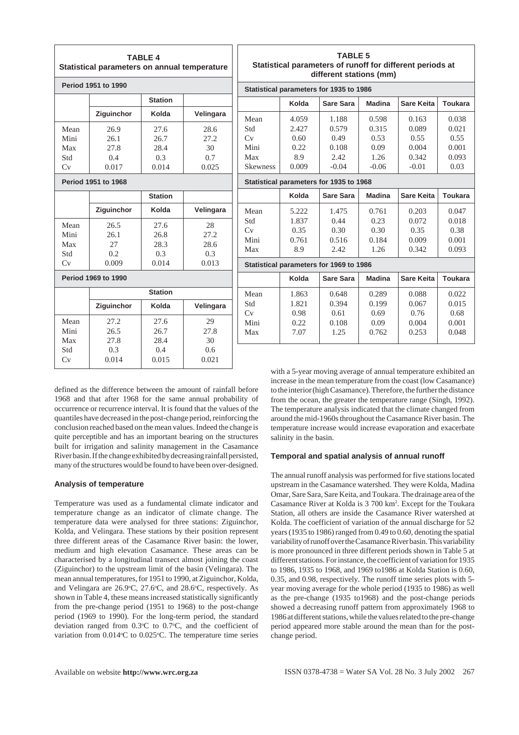**TABLE 4**
**Statistical parameters on annual temperature**

| Period 1951 to 1990 | | | |
|---|---|---|---|
| | | Station | |
| | Ziguinchor | Kolda | Velingara |
| Mean | 26.9 | 27.6 | 28.6 |
| Mini | 26.1 | 26.7 | 27.2 |
| Max | 27.8 | 28.4 | 30 |
| Std | 0.4 | 0.3 | 0.7 |
| Cv | 0.017 | 0.014 | 0.025 |
| **Period 1951 to 1968** | | | |
| | | Station | |
| | Ziguinchor | Kolda | Velingara |
| Mean | 26.5 | 27.6 | 28 |
| Mini | 26.1 | 26.8 | 27.2 |
| Max | 27 | 28.3 | 28.6 |
| Std | 0.2 | 0.3 | 0.3 |
| Cv | 0.009 | 0.014 | 0.013 |
| **Period 1969 to 1990** | | | |
| | | Station | |
| | Ziguinchor | Kolda | Velingara |
| Mean | 27.2 | 27.6 | 29 |
| Mini | 26.5 | 26.7 | 27.8 |
| Max | 27.8 | 28.4 | 30 |
| Std | 0.3 | 0.4 | 0.6 |
| Cv | 0.014 | 0.015 | 0.021 |

**TABLE 5**
**Statistical parameters of runoff for different periods at different stations (mm)**

| Statistical parameters for 1935 to 1986 | | | | | |
|---|---|---|---|---|---|
| | Kolda | Sare Sara | Madina | Sare Keita | Toukara |
| Mean | 4.059 | 1.188 | 0.598 | 0.163 | 0.038 |
| Std | 2.427 | 0.579 | 0.315 | 0.089 | 0.021 |
| Cv | 0.60 | 0.49 | 0.53 | 0.55 | 0.55 |
| Mini | 0.22 | 0.108 | 0.09 | 0.004 | 0.001 |
| Max | 8.9 | 2.42 | 1.26 | 0.342 | 0.093 |
| Skewness | 0.009 | -0.04 | -0.06 | -0.01 | 0.03 |
| **Statistical parameters for 1935 to 1968** | | | | | |
| | Kolda | Sare Sara | Madina | Sare Keita | Toukara |
| Mean | 5.222 | 1.475 | 0.761 | 0.203 | 0.047 |
| Std | 1.837 | 0.44 | 0.23 | 0.072 | 0.018 |
| Cv | 0.35 | 0.30 | 0.30 | 0.35 | 0.38 |
| Mini | 0.761 | 0.516 | 0.184 | 0.009 | 0.001 |
| Max | 8.9 | 2.42 | 1.26 | 0.342 | 0.093 |
| **Statistical parameters for 1969 to 1986** | | | | | |
| | Kolda | Sare Sara | Madina | Sare Keita | Toukara |
| Mean | 1.863 | 0.648 | 0.289 | 0.088 | 0.022 |
| Std | 1.821 | 0.394 | 0.199 | 0.067 | 0.015 |
| Cv | 0.98 | 0.61 | 0.69 | 0.76 | 0.68 |
| Mini | 0.22 | 0.108 | 0.09 | 0.004 | 0.001 |
| Max | 7.07 | 1.25 | 0.762 | 0.253 | 0.048 |

defined as the difference between the amount of rainfall before 1968 and that after 1968 for the same annual probability of occurrence or recurrence interval. It is found that the values of the quantiles have decreased in the post-change period, reinforcing the conclusion reached based on the mean values. Indeed the change is quite perceptible and has an important bearing on the structures built for irrigation and salinity management in the Casamance River basin. If the change exhibited by decreasing rainfall persisted, many of the structures would be found to have been over-designed.

### Analysis of temperature

Temperature was used as a fundamental climate indicator and temperature change as an indicator of climate change. The temperature data were analysed for three stations: Ziguinchor, Kolda, and Velingara. These stations by their position represent three different areas of the Casamance River basin: the lower, medium and high elevation Casamance. These areas can be characterised by a longitudinal transect almost joining the coast (Ziguinchor) to the upstream limit of the basin (Velingara). The mean annual temperatures, for 1951 to 1990, at Ziguinchor, Kolda, and Velingara are 26.9°C, 27.6°C, and 28.6°C, respectively. As shown in Table 4, these means increased statistically significantly from the pre-change period (1951 to 1968) to the post-change period (1969 to 1990). For the long-term period, the standard deviation ranged from 0.3°C to 0.7°C, and the coefficient of variation from 0.014°C to 0.025°C. The temperature time series with a 5-year moving average of annual temperature exhibited an increase in the mean temperature from the coast (low Casamance) to the interior (high Casamance). Therefore, the further the distance from the ocean, the greater the temperature range (Singh, 1992). The temperature analysis indicated that the climate changed from around the mid-1960s throughout the Casamance River basin. The temperature increase would increase evaporation and exacerbate salinity in the basin.

### Temporal and spatial analysis of annual runoff

The annual runoff analysis was performed for five stations located upstream in the Casamance watershed. They were Kolda, Madina Omar, Sare Sara, Sare Keita, and Toukara. The drainage area of the Casamance River at Kolda is 3 700 km². Except for the Toukara Station, all others are inside the Casamance River watershed at Kolda. The coefficient of variation of the annual discharge for 52 years (1935 to 1986) ranged from 0.49 to 0.60, denoting the spatial variability of runoff over the Casamance River basin. This variability is more pronounced in three different periods shown in Table 5 at different stations. For instance, the coefficient of variation for 1935 to 1986, 1935 to 1968, and 1969 to1986 at Kolda Station is 0.60, 0.35, and 0.98, respectively. The runoff time series plots with 5-year moving average for the whole period (1935 to 1986) as well as the pre-change (1935 to1968) and the post-change periods showed a decreasing runoff pattern from approximately 1968 to 1986 at different stations, while the values related to the pre-change period appeared more stable around the mean than for the post-change period.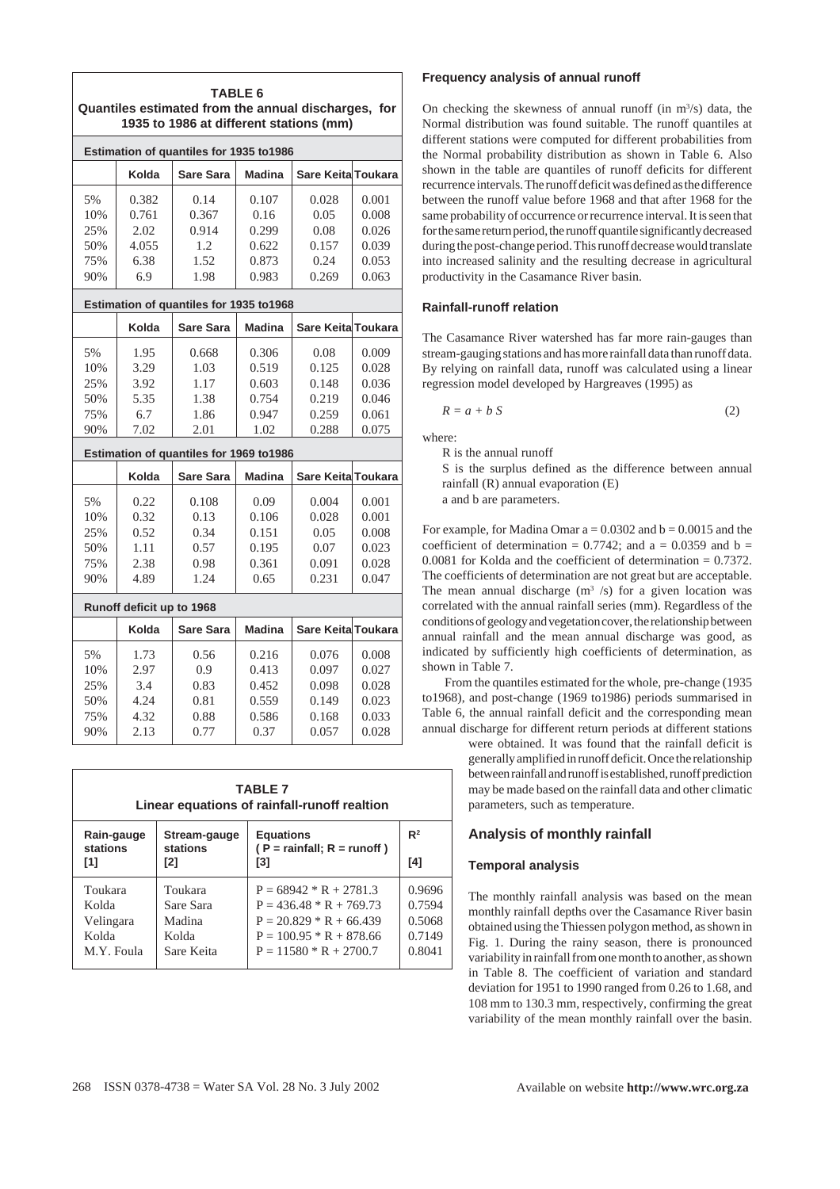**TABLE 6**
**Quantiles estimated from the annual discharges, for 1935 to 1986 at different stations (mm)**

| | Kolda | Sare Sara | Madina | Sare Keita | Toukara |
|---|---|---|---|---|---|
| **Estimation of quantiles for 1935 to1986** | | | | | |
| 5% | 0.382 | 0.14 | 0.107 | 0.028 | 0.001 |
| 10% | 0.761 | 0.367 | 0.16 | 0.05 | 0.008 |
| 25% | 2.02 | 0.914 | 0.299 | 0.08 | 0.026 |
| 50% | 4.055 | 1.2 | 0.622 | 0.157 | 0.039 |
| 75% | 6.38 | 1.52 | 0.873 | 0.24 | 0.053 |
| 90% | 6.9 | 1.98 | 0.983 | 0.269 | 0.063 |
| **Estimation of quantiles for 1935 to1968** | | | | | |
| 5% | 1.95 | 0.668 | 0.306 | 0.08 | 0.009 |
| 10% | 3.29 | 1.03 | 0.519 | 0.125 | 0.028 |
| 25% | 3.92 | 1.17 | 0.603 | 0.148 | 0.036 |
| 50% | 5.35 | 1.38 | 0.754 | 0.219 | 0.046 |
| 75% | 6.7 | 1.86 | 0.947 | 0.259 | 0.061 |
| 90% | 7.02 | 2.01 | 1.02 | 0.288 | 0.075 |
| **Estimation of quantiles for 1969 to1986** | | | | | |
| 5% | 0.22 | 0.108 | 0.09 | 0.004 | 0.001 |
| 10% | 0.32 | 0.13 | 0.106 | 0.028 | 0.001 |
| 25% | 0.52 | 0.34 | 0.151 | 0.05 | 0.008 |
| 50% | 1.11 | 0.57 | 0.195 | 0.07 | 0.023 |
| 75% | 2.38 | 0.98 | 0.361 | 0.091 | 0.028 |
| 90% | 4.89 | 1.24 | 0.65 | 0.231 | 0.047 |
| **Runoff deficit up to 1968** | | | | | |
| 5% | 1.73 | 0.56 | 0.216 | 0.076 | 0.008 |
| 10% | 2.97 | 0.9 | 0.413 | 0.097 | 0.027 |
| 25% | 3.4 | 0.83 | 0.452 | 0.098 | 0.028 |
| 50% | 4.24 | 0.81 | 0.559 | 0.149 | 0.023 |
| 75% | 4.32 | 0.88 | 0.586 | 0.168 | 0.033 |
| 90% | 2.13 | 0.77 | 0.37 | 0.057 | 0.028 |

**TABLE 7**
**Linear equations of rainfall-runoff realtion**

| Rain-gauge stations [1] | Stream-gauge stations [2] | Equations ( P = rainfall; R = runoff ) [3] | $R^2$ [4] |
|---|---|---|---|
| Toukara | Toukara | P = 68942 * R + 2781.3 | 0.9696 |
| Kolda | Sare Sara | P = 436.48 * R + 769.73 | 0.7594 |
| Velingara | Madina | P = 20.829 * R + 66.439 | 0.5068 |
| Kolda | Kolda | P = 100.95 * R + 878.66 | 0.7149 |
| M.Y. Foula | Sare Keita | P = 11580 * R + 2700.7 | 0.8041 |

### Frequency analysis of annual runoff

On checking the skewness of annual runoff (in $m^3/s$) data, the Normal distribution was found suitable. The runoff quantiles at different stations were computed for different probabilities from the Normal probability distribution as shown in Table 6. Also shown in the table are quantiles of runoff deficits for different recurrence intervals. The runoff deficit was defined as the difference between the runoff value before 1968 and that after 1968 for the same probability of occurrence or recurrence interval. It is seen that for the same return period, the runoff quantile significantly decreased during the post-change period. This runoff decrease would translate into increased salinity and the resulting decrease in agricultural productivity in the Casamance River basin.

### Rainfall-runoff relation

The Casamance River watershed has far more rain-gauges than stream-gauging stations and has more rainfall data than runoff data. By relying on rainfall data, runoff was calculated using a linear regression model developed by Hargreaves (1995) as

$$R = a + b\,S \tag{2}$$

where:

R is the annual runoff

S is the surplus defined as the difference between annual rainfall (R) annual evaporation (E)

a and b are parameters.

For example, for Madina Omar a = 0.0302 and b = 0.0015 and the coefficient of determination = 0.7742; and a = 0.0359 and b = 0.0081 for Kolda and the coefficient of determination = 0.7372. The coefficients of determination are not great but are acceptable. The mean annual discharge ($m^3$ /s) for a given location was correlated with the annual rainfall series (mm). Regardless of the conditions of geology and vegetation cover, the relationship between annual rainfall and the mean annual discharge was good, as indicated by sufficiently high coefficients of determination, as shown in Table 7.

From the quantiles estimated for the whole, pre-change (1935 to1968), and post-change (1969 to1986) periods summarised in Table 6, the annual rainfall deficit and the corresponding mean annual discharge for different return periods at different stations were obtained. It was found that the rainfall deficit is generally amplified in runoff deficit. Once the relationship between rainfall and runoff is established, runoff prediction may be made based on the rainfall data and other climatic parameters, such as temperature.

## Analysis of monthly rainfall

### Temporal analysis

The monthly rainfall analysis was based on the mean monthly rainfall depths over the Casamance River basin obtained using the Thiessen polygon method, as shown in Fig. 1. During the rainy season, there is pronounced variability in rainfall from one month to another, as shown in Table 8. The coefficient of variation and standard deviation for 1951 to 1990 ranged from 0.26 to 1.68, and 108 mm to 130.3 mm, respectively, confirming the great variability of the mean monthly rainfall over the basin.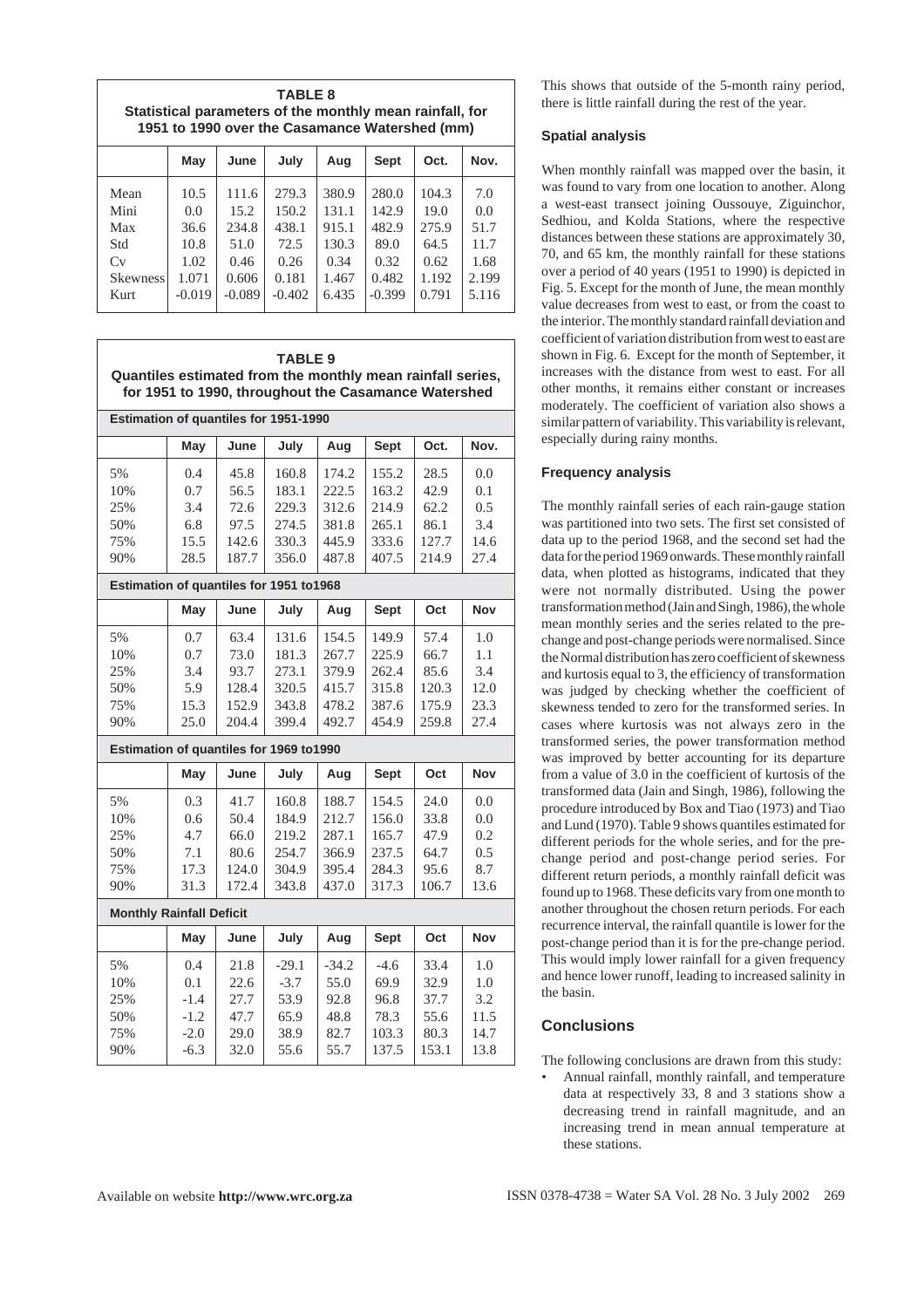**TABLE 8**
**Statistical parameters of the monthly mean rainfall, for 1951 to 1990 over the Casamance Watershed (mm)**

| | May | June | July | Aug | Sept | Oct. | Nov. |
|---|---|---|---|---|---|---|---|
| Mean | 10.5 | 111.6 | 279.3 | 380.9 | 280.0 | 104.3 | 7.0 |
| Mini | 0.0 | 15.2 | 150.2 | 131.1 | 142.9 | 19.0 | 0.0 |
| Max | 36.6 | 234.8 | 438.1 | 915.1 | 482.9 | 275.9 | 51.7 |
| Std | 10.8 | 51.0 | 72.5 | 130.3 | 89.0 | 64.5 | 11.7 |
| Cv | 1.02 | 0.46 | 0.26 | 0.34 | 0.32 | 0.62 | 1.68 |
| Skewness | 1.071 | 0.606 | 0.181 | 1.467 | 0.482 | 1.192 | 2.199 |
| Kurt | -0.019 | -0.089 | -0.402 | 6.435 | -0.399 | 0.791 | 5.116 |

**TABLE 9**
**Quantiles estimated from the monthly mean rainfall series, for 1951 to 1990, throughout the Casamance Watershed**

| **Estimation of quantiles for 1951-1990** | | | | | | | |
|---|---|---|---|---|---|---|---|
| | **May** | **June** | **July** | **Aug** | **Sept** | **Oct.** | **Nov.** |
| 5% | 0.4 | 45.8 | 160.8 | 174.2 | 155.2 | 28.5 | 0.0 |
| 10% | 0.7 | 56.5 | 183.1 | 222.5 | 163.2 | 42.9 | 0.1 |
| 25% | 3.4 | 72.6 | 229.3 | 312.6 | 214.9 | 62.2 | 0.5 |
| 50% | 6.8 | 97.5 | 274.5 | 381.8 | 265.1 | 86.1 | 3.4 |
| 75% | 15.5 | 142.6 | 330.3 | 445.9 | 333.6 | 127.7 | 14.6 |
| 90% | 28.5 | 187.7 | 356.0 | 487.8 | 407.5 | 214.9 | 27.4 |
| **Estimation of quantiles for 1951 to1968** | | | | | | | |
| | **May** | **June** | **July** | **Aug** | **Sept** | **Oct** | **Nov** |
| 5% | 0.7 | 63.4 | 131.6 | 154.5 | 149.9 | 57.4 | 1.0 |
| 10% | 0.7 | 73.0 | 181.3 | 267.7 | 225.9 | 66.7 | 1.1 |
| 25% | 3.4 | 93.7 | 273.1 | 379.9 | 262.4 | 85.6 | 3.4 |
| 50% | 5.9 | 128.4 | 320.5 | 415.7 | 315.8 | 120.3 | 12.0 |
| 75% | 15.3 | 152.9 | 343.8 | 478.2 | 387.6 | 175.9 | 23.3 |
| 90% | 25.0 | 204.4 | 399.4 | 492.7 | 454.9 | 259.8 | 27.4 |
| **Estimation of quantiles for 1969 to1990** | | | | | | | |
| | **May** | **June** | **July** | **Aug** | **Sept** | **Oct** | **Nov** |
| 5% | 0.3 | 41.7 | 160.8 | 188.7 | 154.5 | 24.0 | 0.0 |
| 10% | 0.6 | 50.4 | 184.9 | 212.7 | 156.0 | 33.8 | 0.0 |
| 25% | 4.7 | 66.0 | 219.2 | 287.1 | 165.7 | 47.9 | 0.2 |
| 50% | 7.1 | 80.6 | 254.7 | 366.9 | 237.5 | 64.7 | 0.5 |
| 75% | 17.3 | 124.0 | 304.9 | 395.4 | 284.3 | 95.6 | 8.7 |
| 90% | 31.3 | 172.4 | 343.8 | 437.0 | 317.3 | 106.7 | 13.6 |
| **Monthly Rainfall Deficit** | | | | | | | |
| | **May** | **June** | **July** | **Aug** | **Sept** | **Oct** | **Nov** |
| 5% | 0.4 | 21.8 | -29.1 | -34.2 | -4.6 | 33.4 | 1.0 |
| 10% | 0.1 | 22.6 | -3.7 | 55.0 | 69.9 | 32.9 | 1.0 |
| 25% | -1.4 | 27.7 | 53.9 | 92.8 | 96.8 | 37.7 | 3.2 |
| 50% | -1.2 | 47.7 | 65.9 | 48.8 | 78.3 | 55.6 | 11.5 |
| 75% | -2.0 | 29.0 | 38.9 | 82.7 | 103.3 | 80.3 | 14.7 |
| 90% | -6.3 | 32.0 | 55.6 | 55.7 | 137.5 | 153.1 | 13.8 |

This shows that outside of the 5-month rainy period, there is little rainfall during the rest of the year.

### Spatial analysis

When monthly rainfall was mapped over the basin, it was found to vary from one location to another. Along a west-east transect joining Oussouye, Ziguinchor, Sedhiou, and Kolda Stations, where the respective distances between these stations are approximately 30, 70, and 65 km, the monthly rainfall for these stations over a period of 40 years (1951 to 1990) is depicted in Fig. 5. Except for the month of June, the mean monthly value decreases from west to east, or from the coast to the interior. The monthly standard rainfall deviation and coefficient of variation distribution from west to east are shown in Fig. 6. Except for the month of September, it increases with the distance from west to east. For all other months, it remains either constant or increases moderately. The coefficient of variation also shows a similar pattern of variability. This variability is relevant, especially during rainy months.

### Frequency analysis

The monthly rainfall series of each rain-gauge station was partitioned into two sets. The first set consisted of data up to the period 1968, and the second set had the data for the period 1969 onwards. These monthly rainfall data, when plotted as histograms, indicated that they were not normally distributed. Using the power transformation method (Jain and Singh, 1986), the whole mean monthly series and the series related to the pre-change and post-change periods were normalised. Since the Normal distribution has zero coefficient of skewness and kurtosis equal to 3, the efficiency of transformation was judged by checking whether the coefficient of skewness tended to zero for the transformed series. In cases where kurtosis was not always zero in the transformed series, the power transformation method was improved by better accounting for its departure from a value of 3.0 in the coefficient of kurtosis of the transformed data (Jain and Singh, 1986), following the procedure introduced by Box and Tiao (1973) and Tiao and Lund (1970). Table 9 shows quantiles estimated for different periods for the whole series, and for the pre-change period and post-change period series. For different return periods, a monthly rainfall deficit was found up to 1968. These deficits vary from one month to another throughout the chosen return periods. For each recurrence interval, the rainfall quantile is lower for the post-change period than it is for the pre-change period. This would imply lower rainfall for a given frequency and hence lower runoff, leading to increased salinity in the basin.

## Conclusions

The following conclusions are drawn from this study:

- Annual rainfall, monthly rainfall, and temperature data at respectively 33, 8 and 3 stations show a decreasing trend in rainfall magnitude, and an increasing trend in mean annual temperature at these stations.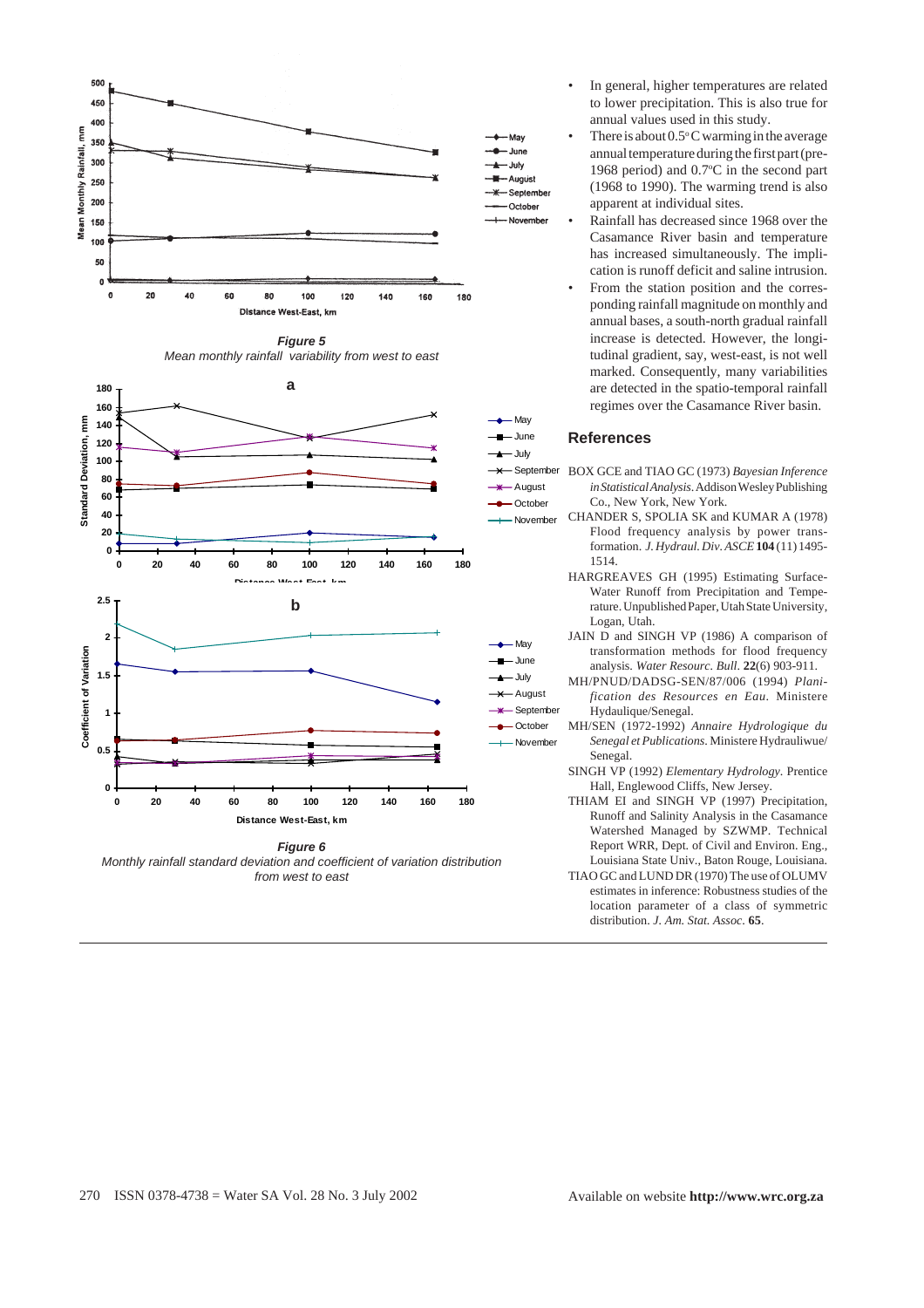Mean Monthly Rainfall, mm

500
450
400
350
300
250
200
150
100
50
0

0 20 40 60 80 100 120 140 160 180

Distance West-East, km

May
June
July
August
September
October
November

***Figure 5***
*Mean monthly rainfall variability from west to east*

a

Standard Deviation, mm

180
160
140
120
100
80
60
40
20
0

0 20 40 60 80 100 120 140 160 180

Distance West-East, km

May
June
July
September
August
October
November

b

Coefficient of Variation

2.5
2
1.5
1
0.5
0

0 20 40 60 80 100 120 140 160 180

Distance West-East, km

May
June
July
August
September
October
November

***Figure 6***
*Monthly rainfall standard deviation and coefficient of variation distribution from west to east*

- In general, higher temperatures are related to lower precipitation. This is also true for annual values used in this study.
- There is about 0.5°C warming in the average annual temperature during the first part (pre-1968 period) and 0.7°C in the second part (1968 to 1990). The warming trend is also apparent at individual sites.
- Rainfall has decreased since 1968 over the Casamance River basin and temperature has increased simultaneously. The implication is runoff deficit and saline intrusion.
- From the station position and the corresponding rainfall magnitude on monthly and annual bases, a south-north gradual rainfall increase is detected. However, the longitudinal gradient, say, west-east, is not well marked. Consequently, many variabilities are detected in the spatio-temporal rainfall regimes over the Casamance River basin.

## References

BOX GCE and TIAO GC (1973) *Bayesian Inference in Statistical Analysis*. Addison Wesley Publishing Co., New York, New York.

CHANDER S, SPOLIA SK and KUMAR A (1978) Flood frequency analysis by power transformation. *J. Hydraul. Div. ASCE* **104** (11) 1495-1514.

HARGREAVES GH (1995) Estimating Surface-Water Runoff from Precipitation and Temperature. Unpublished Paper, Utah State University, Logan, Utah.

JAIN D and SINGH VP (1986) A comparison of transformation methods for flood frequency analysis. *Water Resourc. Bull.* **22**(6) 903-911.

MH/PNUD/DADSG-SEN/87/006 (1994) *Planification des Resources en Eau*. Ministere Hydaulique/Senegal.

MH/SEN (1972-1992) *Annaire Hydrologique du Senegal et Publications*. Ministere Hydrauliwue/ Senegal.

SINGH VP (1992) *Elementary Hydrology*. Prentice Hall, Englewood Cliffs, New Jersey.

THIAM EI and SINGH VP (1997) Precipitation, Runoff and Salinity Analysis in the Casamance Watershed Managed by SZWMP. Technical Report WRR, Dept. of Civil and Environ. Eng., Louisiana State Univ., Baton Rouge, Louisiana.

TIAO GC and LUND DR (1970) The use of OLUMV estimates in inference: Robustness studies of the location parameter of a class of symmetric distribution. *J. Am. Stat. Assoc.* **65**.